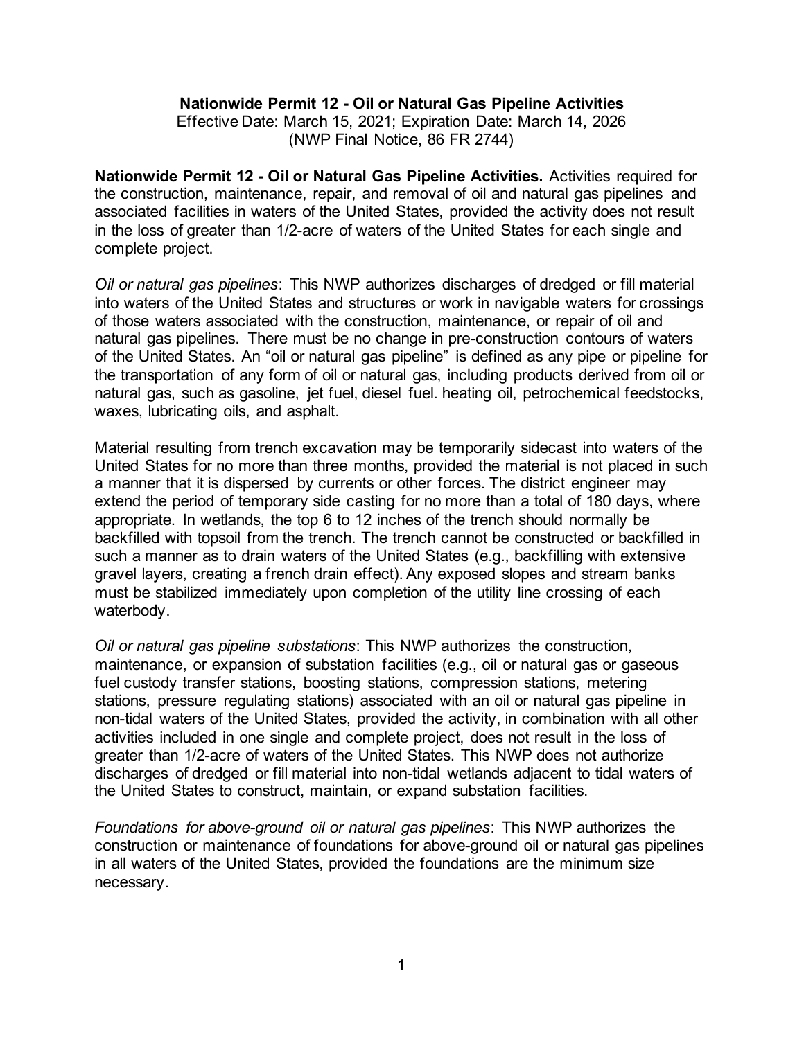**Nationwide Permit 12 - Oil or Natural Gas Pipeline Activities**
Effective Date: March 15, 2021; Expiration Date: March 14, 2026
(NWP Final Notice, 86 FR 2744)

**Nationwide Permit 12 - Oil or Natural Gas Pipeline Activities.** Activities required for the construction, maintenance, repair, and removal of oil and natural gas pipelines and associated facilities in waters of the United States, provided the activity does not result in the loss of greater than 1/2-acre of waters of the United States for each single and complete project.

*Oil or natural gas pipelines*: This NWP authorizes discharges of dredged or fill material into waters of the United States and structures or work in navigable waters for crossings of those waters associated with the construction, maintenance, or repair of oil and natural gas pipelines. There must be no change in pre-construction contours of waters of the United States. An "oil or natural gas pipeline" is defined as any pipe or pipeline for the transportation of any form of oil or natural gas, including products derived from oil or natural gas, such as gasoline, jet fuel, diesel fuel. heating oil, petrochemical feedstocks, waxes, lubricating oils, and asphalt.

Material resulting from trench excavation may be temporarily sidecast into waters of the United States for no more than three months, provided the material is not placed in such a manner that it is dispersed by currents or other forces. The district engineer may extend the period of temporary side casting for no more than a total of 180 days, where appropriate. In wetlands, the top 6 to 12 inches of the trench should normally be backfilled with topsoil from the trench. The trench cannot be constructed or backfilled in such a manner as to drain waters of the United States (e.g., backfilling with extensive gravel layers, creating a french drain effect). Any exposed slopes and stream banks must be stabilized immediately upon completion of the utility line crossing of each waterbody.

*Oil or natural gas pipeline substations*: This NWP authorizes the construction, maintenance, or expansion of substation facilities (e.g., oil or natural gas or gaseous fuel custody transfer stations, boosting stations, compression stations, metering stations, pressure regulating stations) associated with an oil or natural gas pipeline in non-tidal waters of the United States, provided the activity, in combination with all other activities included in one single and complete project, does not result in the loss of greater than 1/2-acre of waters of the United States. This NWP does not authorize discharges of dredged or fill material into non-tidal wetlands adjacent to tidal waters of the United States to construct, maintain, or expand substation facilities.

*Foundations for above-ground oil or natural gas pipelines*: This NWP authorizes the construction or maintenance of foundations for above-ground oil or natural gas pipelines in all waters of the United States, provided the foundations are the minimum size necessary.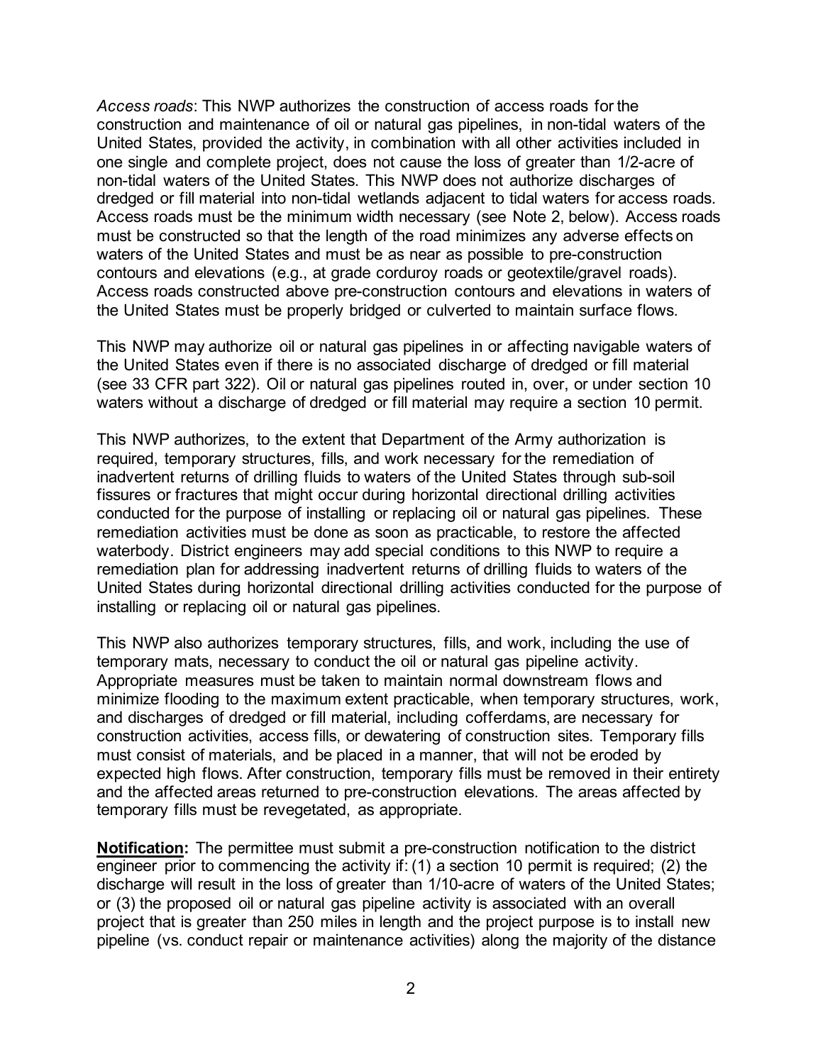*Access roads*: This NWP authorizes the construction of access roads for the construction and maintenance of oil or natural gas pipelines, in non-tidal waters of the United States, provided the activity, in combination with all other activities included in one single and complete project, does not cause the loss of greater than 1/2-acre of non-tidal waters of the United States. This NWP does not authorize discharges of dredged or fill material into non-tidal wetlands adjacent to tidal waters for access roads. Access roads must be the minimum width necessary (see Note 2, below). Access roads must be constructed so that the length of the road minimizes any adverse effects on waters of the United States and must be as near as possible to pre-construction contours and elevations (e.g., at grade corduroy roads or geotextile/gravel roads). Access roads constructed above pre-construction contours and elevations in waters of the United States must be properly bridged or culverted to maintain surface flows.

This NWP may authorize oil or natural gas pipelines in or affecting navigable waters of the United States even if there is no associated discharge of dredged or fill material (see 33 CFR part 322). Oil or natural gas pipelines routed in, over, or under section 10 waters without a discharge of dredged or fill material may require a section 10 permit.

This NWP authorizes, to the extent that Department of the Army authorization is required, temporary structures, fills, and work necessary for the remediation of inadvertent returns of drilling fluids to waters of the United States through sub-soil fissures or fractures that might occur during horizontal directional drilling activities conducted for the purpose of installing or replacing oil or natural gas pipelines. These remediation activities must be done as soon as practicable, to restore the affected waterbody. District engineers may add special conditions to this NWP to require a remediation plan for addressing inadvertent returns of drilling fluids to waters of the United States during horizontal directional drilling activities conducted for the purpose of installing or replacing oil or natural gas pipelines.

This NWP also authorizes temporary structures, fills, and work, including the use of temporary mats, necessary to conduct the oil or natural gas pipeline activity. Appropriate measures must be taken to maintain normal downstream flows and minimize flooding to the maximum extent practicable, when temporary structures, work, and discharges of dredged or fill material, including cofferdams, are necessary for construction activities, access fills, or dewatering of construction sites. Temporary fills must consist of materials, and be placed in a manner, that will not be eroded by expected high flows. After construction, temporary fills must be removed in their entirety and the affected areas returned to pre-construction elevations. The areas affected by temporary fills must be revegetated, as appropriate.

**Notification:** The permittee must submit a pre-construction notification to the district engineer prior to commencing the activity if: (1) a section 10 permit is required; (2) the discharge will result in the loss of greater than 1/10-acre of waters of the United States; or (3) the proposed oil or natural gas pipeline activity is associated with an overall project that is greater than 250 miles in length and the project purpose is to install new pipeline (vs. conduct repair or maintenance activities) along the majority of the distance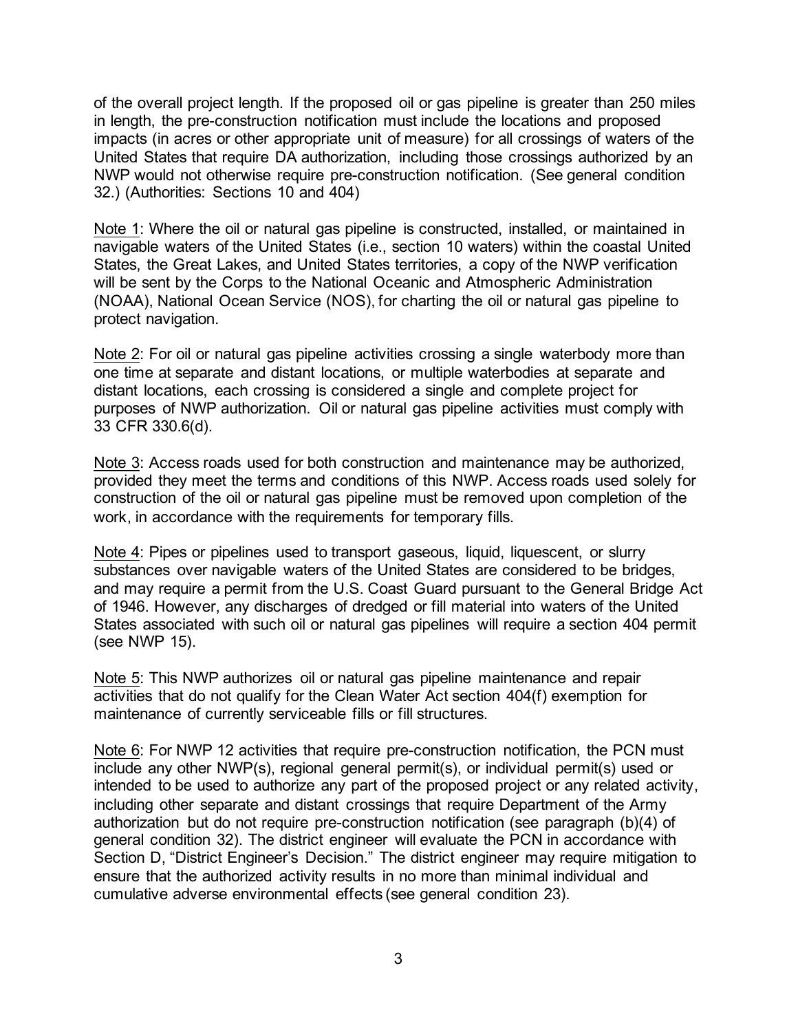of the overall project length. If the proposed oil or gas pipeline is greater than 250 miles in length, the pre-construction notification must include the locations and proposed impacts (in acres or other appropriate unit of measure) for all crossings of waters of the United States that require DA authorization, including those crossings authorized by an NWP would not otherwise require pre-construction notification. (See general condition 32.) (Authorities: Sections 10 and 404)

Note 1: Where the oil or natural gas pipeline is constructed, installed, or maintained in navigable waters of the United States (i.e., section 10 waters) within the coastal United States, the Great Lakes, and United States territories, a copy of the NWP verification will be sent by the Corps to the National Oceanic and Atmospheric Administration (NOAA), National Ocean Service (NOS), for charting the oil or natural gas pipeline to protect navigation.

Note 2: For oil or natural gas pipeline activities crossing a single waterbody more than one time at separate and distant locations, or multiple waterbodies at separate and distant locations, each crossing is considered a single and complete project for purposes of NWP authorization. Oil or natural gas pipeline activities must comply with 33 CFR 330.6(d).

Note 3: Access roads used for both construction and maintenance may be authorized, provided they meet the terms and conditions of this NWP. Access roads used solely for construction of the oil or natural gas pipeline must be removed upon completion of the work, in accordance with the requirements for temporary fills.

Note 4: Pipes or pipelines used to transport gaseous, liquid, liquescent, or slurry substances over navigable waters of the United States are considered to be bridges, and may require a permit from the U.S. Coast Guard pursuant to the General Bridge Act of 1946. However, any discharges of dredged or fill material into waters of the United States associated with such oil or natural gas pipelines will require a section 404 permit (see NWP 15).

Note 5: This NWP authorizes oil or natural gas pipeline maintenance and repair activities that do not qualify for the Clean Water Act section 404(f) exemption for maintenance of currently serviceable fills or fill structures.

Note 6: For NWP 12 activities that require pre-construction notification, the PCN must include any other NWP(s), regional general permit(s), or individual permit(s) used or intended to be used to authorize any part of the proposed project or any related activity, including other separate and distant crossings that require Department of the Army authorization but do not require pre-construction notification (see paragraph (b)(4) of general condition 32). The district engineer will evaluate the PCN in accordance with Section D, "District Engineer's Decision." The district engineer may require mitigation to ensure that the authorized activity results in no more than minimal individual and cumulative adverse environmental effects (see general condition 23).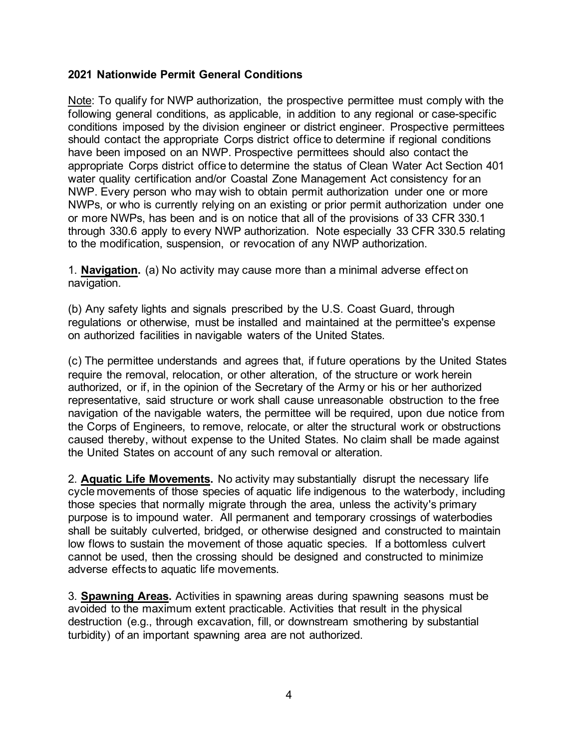**2021 Nationwide Permit General Conditions**

Note: To qualify for NWP authorization, the prospective permittee must comply with the following general conditions, as applicable, in addition to any regional or case-specific conditions imposed by the division engineer or district engineer. Prospective permittees should contact the appropriate Corps district office to determine if regional conditions have been imposed on an NWP. Prospective permittees should also contact the appropriate Corps district office to determine the status of Clean Water Act Section 401 water quality certification and/or Coastal Zone Management Act consistency for an NWP. Every person who may wish to obtain permit authorization under one or more NWPs, or who is currently relying on an existing or prior permit authorization under one or more NWPs, has been and is on notice that all of the provisions of 33 CFR 330.1 through 330.6 apply to every NWP authorization. Note especially 33 CFR 330.5 relating to the modification, suspension, or revocation of any NWP authorization.

1. **Navigation.** (a) No activity may cause more than a minimal adverse effect on navigation.

(b) Any safety lights and signals prescribed by the U.S. Coast Guard, through regulations or otherwise, must be installed and maintained at the permittee's expense on authorized facilities in navigable waters of the United States.

(c) The permittee understands and agrees that, if future operations by the United States require the removal, relocation, or other alteration, of the structure or work herein authorized, or if, in the opinion of the Secretary of the Army or his or her authorized representative, said structure or work shall cause unreasonable obstruction to the free navigation of the navigable waters, the permittee will be required, upon due notice from the Corps of Engineers, to remove, relocate, or alter the structural work or obstructions caused thereby, without expense to the United States. No claim shall be made against the United States on account of any such removal or alteration.

2. **Aquatic Life Movements.** No activity may substantially disrupt the necessary life cycle movements of those species of aquatic life indigenous to the waterbody, including those species that normally migrate through the area, unless the activity's primary purpose is to impound water. All permanent and temporary crossings of waterbodies shall be suitably culverted, bridged, or otherwise designed and constructed to maintain low flows to sustain the movement of those aquatic species. If a bottomless culvert cannot be used, then the crossing should be designed and constructed to minimize adverse effects to aquatic life movements.

3. **Spawning Areas.** Activities in spawning areas during spawning seasons must be avoided to the maximum extent practicable. Activities that result in the physical destruction (e.g., through excavation, fill, or downstream smothering by substantial turbidity) of an important spawning area are not authorized.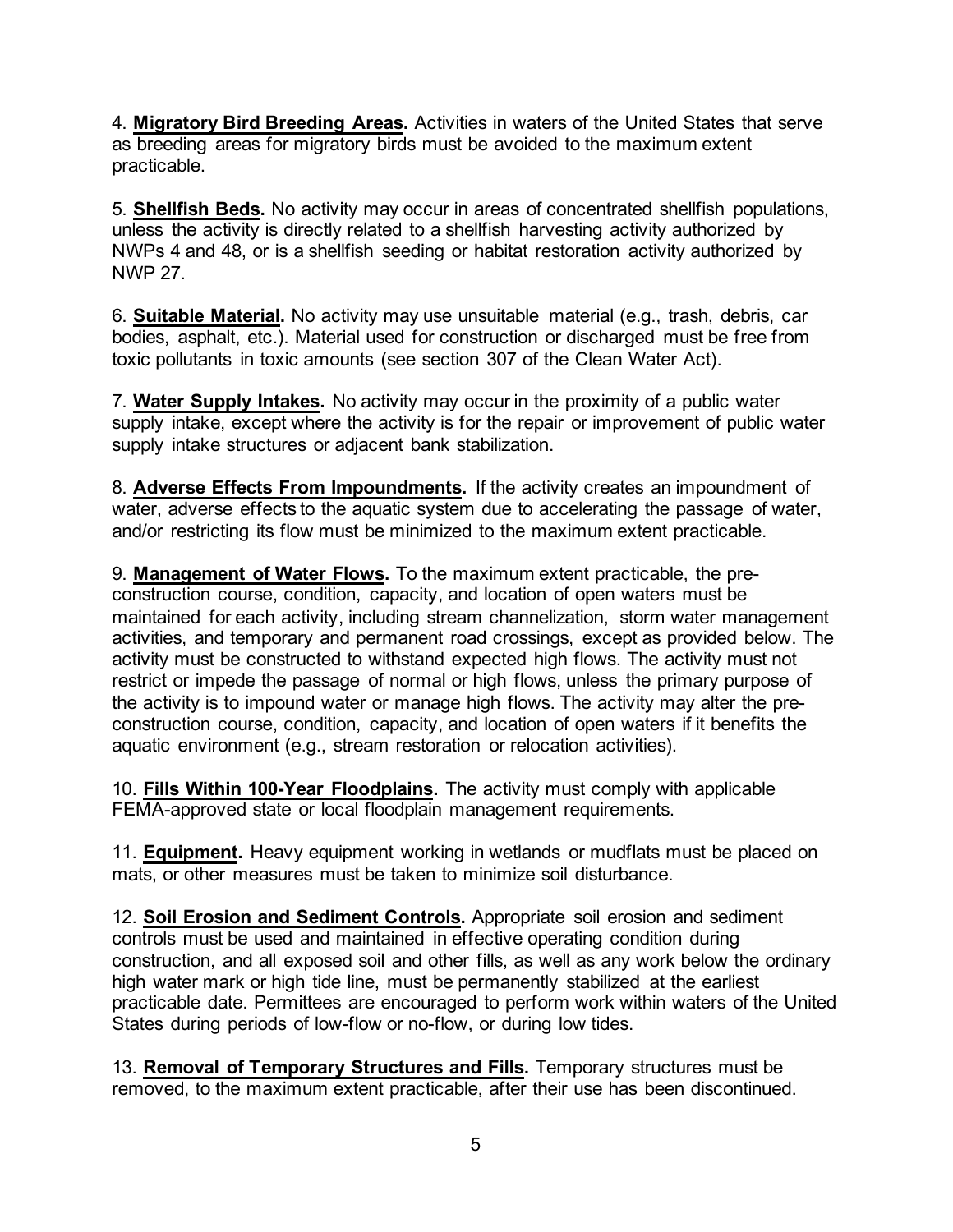4. **Migratory Bird Breeding Areas.** Activities in waters of the United States that serve as breeding areas for migratory birds must be avoided to the maximum extent practicable.

5. **Shellfish Beds.** No activity may occur in areas of concentrated shellfish populations, unless the activity is directly related to a shellfish harvesting activity authorized by NWPs 4 and 48, or is a shellfish seeding or habitat restoration activity authorized by NWP 27.

6. **Suitable Material.** No activity may use unsuitable material (e.g., trash, debris, car bodies, asphalt, etc.). Material used for construction or discharged must be free from toxic pollutants in toxic amounts (see section 307 of the Clean Water Act).

7. **Water Supply Intakes.** No activity may occur in the proximity of a public water supply intake, except where the activity is for the repair or improvement of public water supply intake structures or adjacent bank stabilization.

8. **Adverse Effects From Impoundments.** If the activity creates an impoundment of water, adverse effects to the aquatic system due to accelerating the passage of water, and/or restricting its flow must be minimized to the maximum extent practicable.

9. **Management of Water Flows.** To the maximum extent practicable, the pre-construction course, condition, capacity, and location of open waters must be maintained for each activity, including stream channelization, storm water management activities, and temporary and permanent road crossings, except as provided below. The activity must be constructed to withstand expected high flows. The activity must not restrict or impede the passage of normal or high flows, unless the primary purpose of the activity is to impound water or manage high flows. The activity may alter the pre-construction course, condition, capacity, and location of open waters if it benefits the aquatic environment (e.g., stream restoration or relocation activities).

10. **Fills Within 100-Year Floodplains.** The activity must comply with applicable FEMA-approved state or local floodplain management requirements.

11. **Equipment.** Heavy equipment working in wetlands or mudflats must be placed on mats, or other measures must be taken to minimize soil disturbance.

12. **Soil Erosion and Sediment Controls.** Appropriate soil erosion and sediment controls must be used and maintained in effective operating condition during construction, and all exposed soil and other fills, as well as any work below the ordinary high water mark or high tide line, must be permanently stabilized at the earliest practicable date. Permittees are encouraged to perform work within waters of the United States during periods of low-flow or no-flow, or during low tides.

13. **Removal of Temporary Structures and Fills.** Temporary structures must be removed, to the maximum extent practicable, after their use has been discontinued.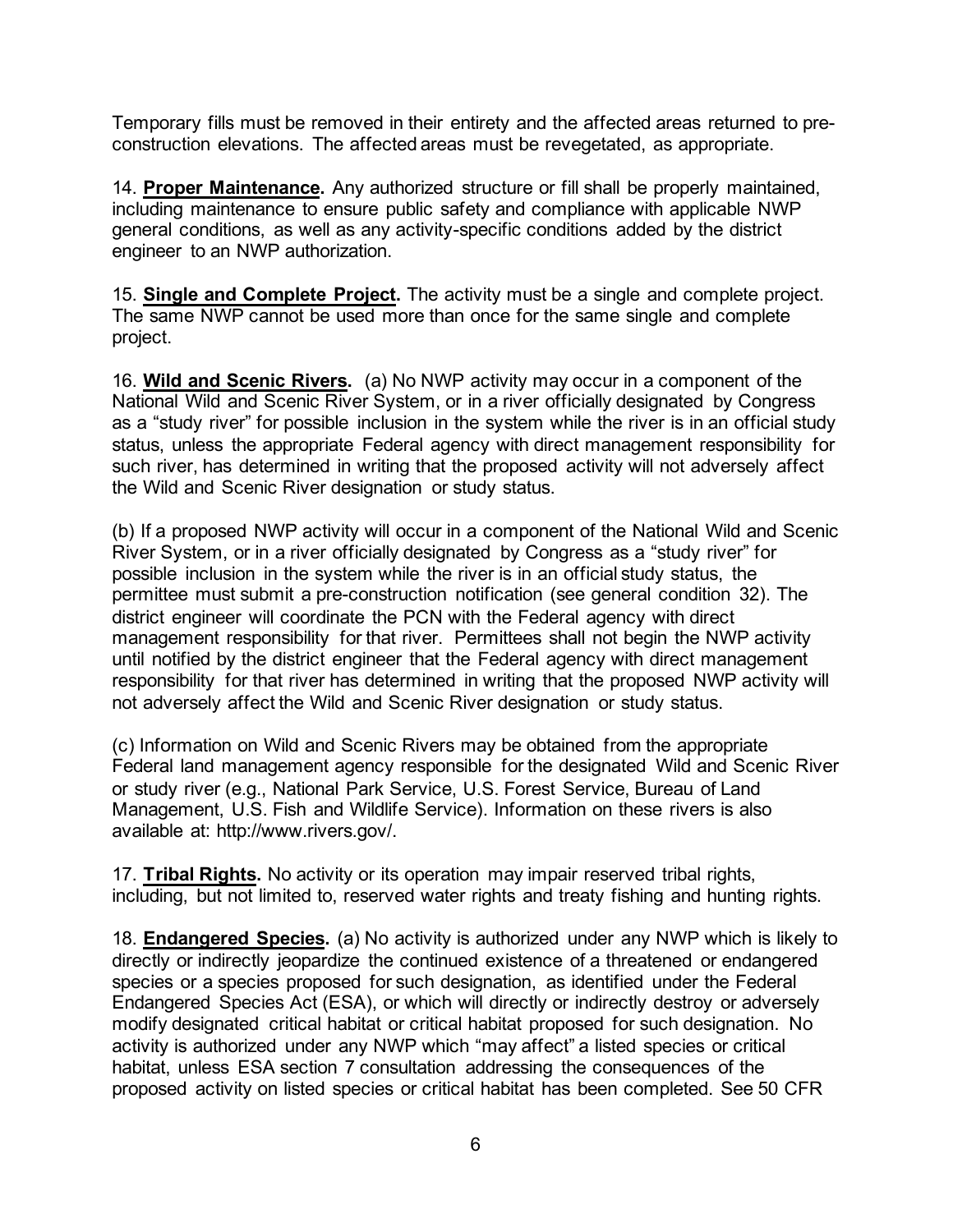Temporary fills must be removed in their entirety and the affected areas returned to pre-construction elevations. The affected areas must be revegetated, as appropriate.

14. **Proper Maintenance.** Any authorized structure or fill shall be properly maintained, including maintenance to ensure public safety and compliance with applicable NWP general conditions, as well as any activity-specific conditions added by the district engineer to an NWP authorization.

15. **Single and Complete Project.** The activity must be a single and complete project. The same NWP cannot be used more than once for the same single and complete project.

16. **Wild and Scenic Rivers.** (a) No NWP activity may occur in a component of the National Wild and Scenic River System, or in a river officially designated by Congress as a "study river" for possible inclusion in the system while the river is in an official study status, unless the appropriate Federal agency with direct management responsibility for such river, has determined in writing that the proposed activity will not adversely affect the Wild and Scenic River designation or study status.

(b) If a proposed NWP activity will occur in a component of the National Wild and Scenic River System, or in a river officially designated by Congress as a "study river" for possible inclusion in the system while the river is in an official study status, the permittee must submit a pre-construction notification (see general condition 32). The district engineer will coordinate the PCN with the Federal agency with direct management responsibility for that river. Permittees shall not begin the NWP activity until notified by the district engineer that the Federal agency with direct management responsibility for that river has determined in writing that the proposed NWP activity will not adversely affect the Wild and Scenic River designation or study status.

(c) Information on Wild and Scenic Rivers may be obtained from the appropriate Federal land management agency responsible for the designated Wild and Scenic River or study river (e.g., National Park Service, U.S. Forest Service, Bureau of Land Management, U.S. Fish and Wildlife Service). Information on these rivers is also available at: http://www.rivers.gov/.

17. **Tribal Rights.** No activity or its operation may impair reserved tribal rights, including, but not limited to, reserved water rights and treaty fishing and hunting rights.

18. **Endangered Species.** (a) No activity is authorized under any NWP which is likely to directly or indirectly jeopardize the continued existence of a threatened or endangered species or a species proposed for such designation, as identified under the Federal Endangered Species Act (ESA), or which will directly or indirectly destroy or adversely modify designated critical habitat or critical habitat proposed for such designation. No activity is authorized under any NWP which "may affect" a listed species or critical habitat, unless ESA section 7 consultation addressing the consequences of the proposed activity on listed species or critical habitat has been completed. See 50 CFR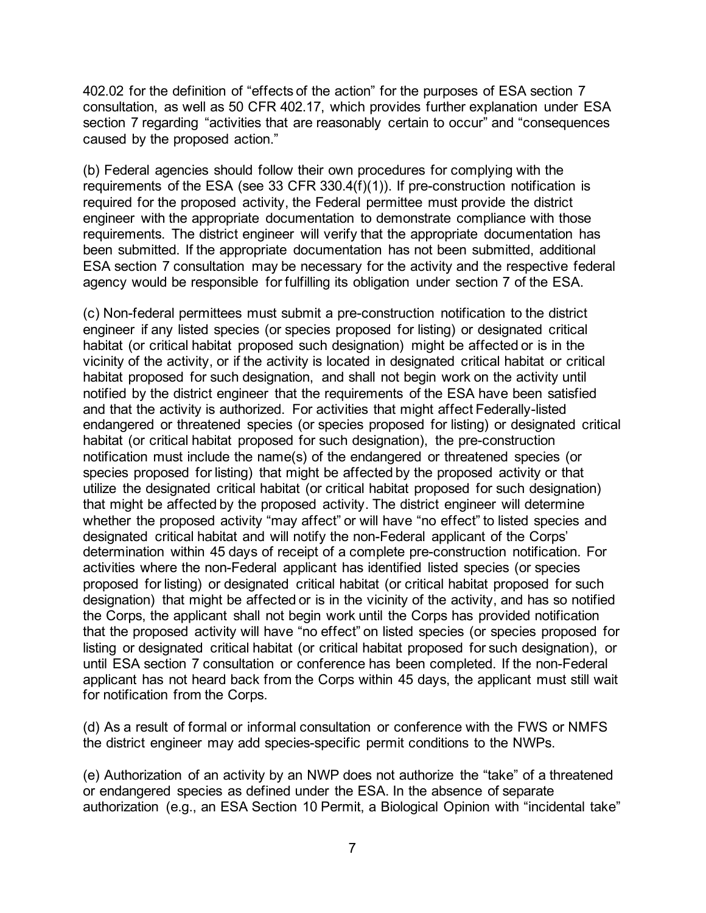402.02 for the definition of "effects of the action" for the purposes of ESA section 7 consultation, as well as 50 CFR 402.17, which provides further explanation under ESA section 7 regarding "activities that are reasonably certain to occur" and "consequences caused by the proposed action."

(b) Federal agencies should follow their own procedures for complying with the requirements of the ESA (see 33 CFR 330.4(f)(1)). If pre-construction notification is required for the proposed activity, the Federal permittee must provide the district engineer with the appropriate documentation to demonstrate compliance with those requirements. The district engineer will verify that the appropriate documentation has been submitted. If the appropriate documentation has not been submitted, additional ESA section 7 consultation may be necessary for the activity and the respective federal agency would be responsible for fulfilling its obligation under section 7 of the ESA.

(c) Non-federal permittees must submit a pre-construction notification to the district engineer if any listed species (or species proposed for listing) or designated critical habitat (or critical habitat proposed such designation) might be affected or is in the vicinity of the activity, or if the activity is located in designated critical habitat or critical habitat proposed for such designation, and shall not begin work on the activity until notified by the district engineer that the requirements of the ESA have been satisfied and that the activity is authorized. For activities that might affect Federally-listed endangered or threatened species (or species proposed for listing) or designated critical habitat (or critical habitat proposed for such designation), the pre-construction notification must include the name(s) of the endangered or threatened species (or species proposed for listing) that might be affected by the proposed activity or that utilize the designated critical habitat (or critical habitat proposed for such designation) that might be affected by the proposed activity. The district engineer will determine whether the proposed activity "may affect" or will have "no effect" to listed species and designated critical habitat and will notify the non-Federal applicant of the Corps' determination within 45 days of receipt of a complete pre-construction notification. For activities where the non-Federal applicant has identified listed species (or species proposed for listing) or designated critical habitat (or critical habitat proposed for such designation) that might be affected or is in the vicinity of the activity, and has so notified the Corps, the applicant shall not begin work until the Corps has provided notification that the proposed activity will have "no effect" on listed species (or species proposed for listing or designated critical habitat (or critical habitat proposed for such designation), or until ESA section 7 consultation or conference has been completed. If the non-Federal applicant has not heard back from the Corps within 45 days, the applicant must still wait for notification from the Corps.

(d) As a result of formal or informal consultation or conference with the FWS or NMFS the district engineer may add species-specific permit conditions to the NWPs.

(e) Authorization of an activity by an NWP does not authorize the "take" of a threatened or endangered species as defined under the ESA. In the absence of separate authorization (e.g., an ESA Section 10 Permit, a Biological Opinion with "incidental take"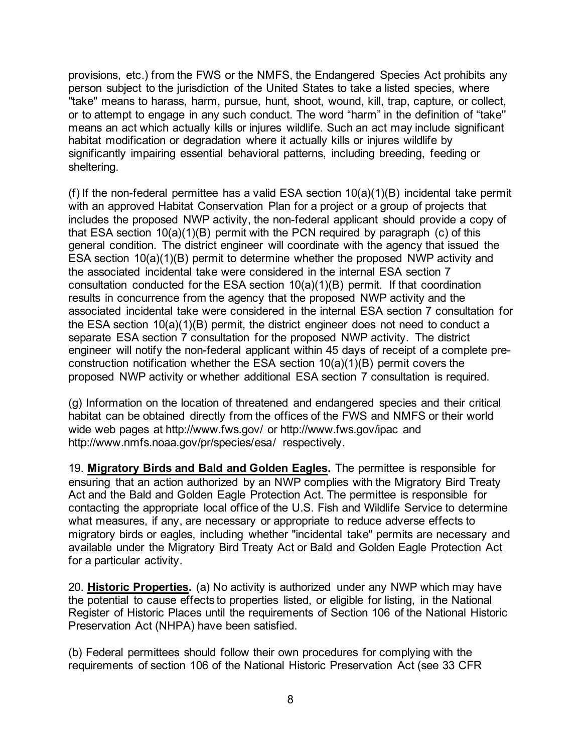provisions, etc.) from the FWS or the NMFS, the Endangered Species Act prohibits any person subject to the jurisdiction of the United States to take a listed species, where "take" means to harass, harm, pursue, hunt, shoot, wound, kill, trap, capture, or collect, or to attempt to engage in any such conduct. The word "harm" in the definition of "take'' means an act which actually kills or injures wildlife. Such an act may include significant habitat modification or degradation where it actually kills or injures wildlife by significantly impairing essential behavioral patterns, including breeding, feeding or sheltering.

(f) If the non-federal permittee has a valid ESA section 10(a)(1)(B) incidental take permit with an approved Habitat Conservation Plan for a project or a group of projects that includes the proposed NWP activity, the non-federal applicant should provide a copy of that ESA section 10(a)(1)(B) permit with the PCN required by paragraph (c) of this general condition. The district engineer will coordinate with the agency that issued the ESA section 10(a)(1)(B) permit to determine whether the proposed NWP activity and the associated incidental take were considered in the internal ESA section 7 consultation conducted for the ESA section 10(a)(1)(B) permit. If that coordination results in concurrence from the agency that the proposed NWP activity and the associated incidental take were considered in the internal ESA section 7 consultation for the ESA section 10(a)(1)(B) permit, the district engineer does not need to conduct a separate ESA section 7 consultation for the proposed NWP activity. The district engineer will notify the non-federal applicant within 45 days of receipt of a complete pre-construction notification whether the ESA section 10(a)(1)(B) permit covers the proposed NWP activity or whether additional ESA section 7 consultation is required.

(g) Information on the location of threatened and endangered species and their critical habitat can be obtained directly from the offices of the FWS and NMFS or their world wide web pages at http://www.fws.gov/ or http://www.fws.gov/ipac and http://www.nmfs.noaa.gov/pr/species/esa/ respectively.

19. **Migratory Birds and Bald and Golden Eagles.** The permittee is responsible for ensuring that an action authorized by an NWP complies with the Migratory Bird Treaty Act and the Bald and Golden Eagle Protection Act. The permittee is responsible for contacting the appropriate local office of the U.S. Fish and Wildlife Service to determine what measures, if any, are necessary or appropriate to reduce adverse effects to migratory birds or eagles, including whether "incidental take" permits are necessary and available under the Migratory Bird Treaty Act or Bald and Golden Eagle Protection Act for a particular activity.

20. **Historic Properties.** (a) No activity is authorized under any NWP which may have the potential to cause effects to properties listed, or eligible for listing, in the National Register of Historic Places until the requirements of Section 106 of the National Historic Preservation Act (NHPA) have been satisfied.

(b) Federal permittees should follow their own procedures for complying with the requirements of section 106 of the National Historic Preservation Act (see 33 CFR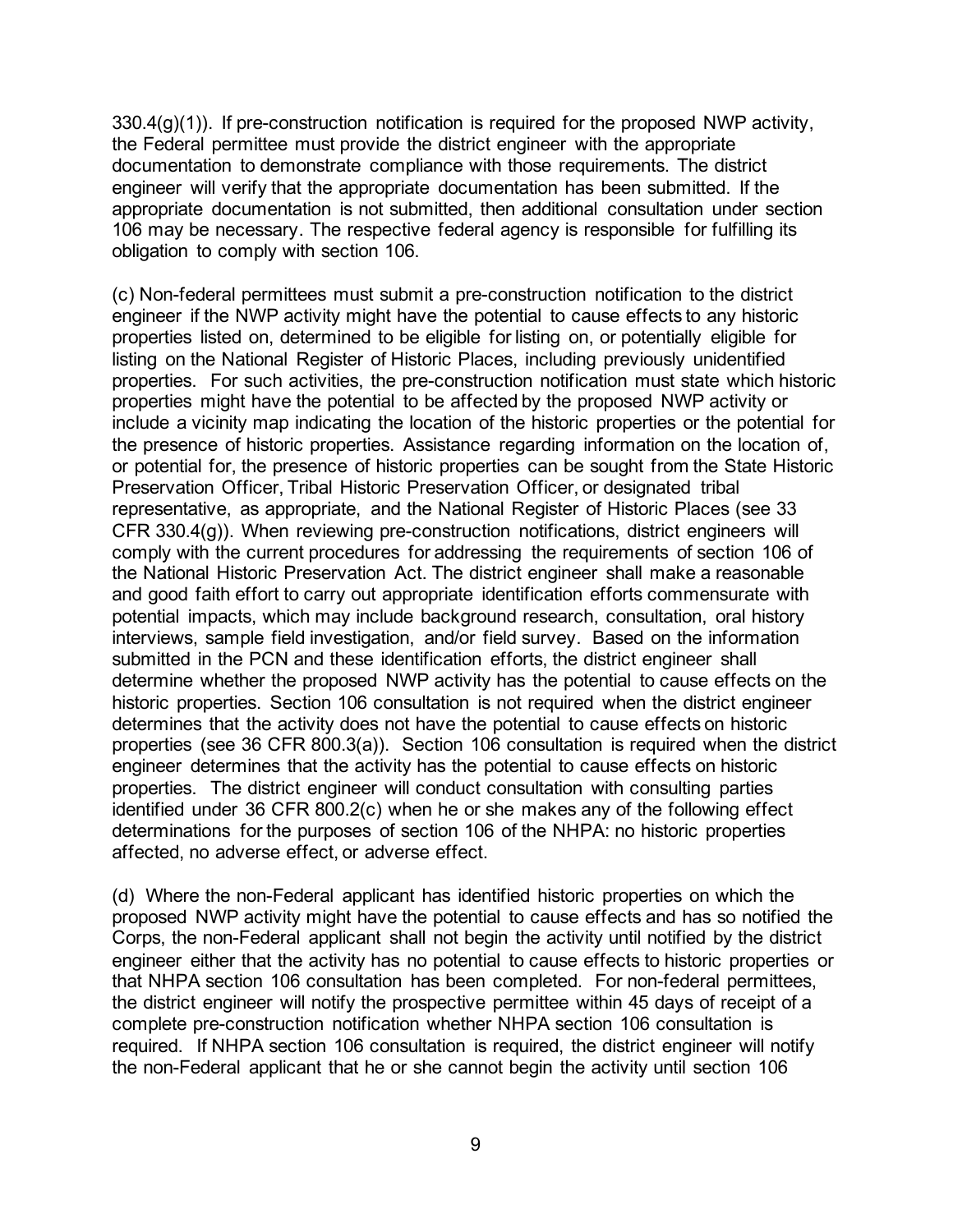330.4(g)(1)). If pre-construction notification is required for the proposed NWP activity, the Federal permittee must provide the district engineer with the appropriate documentation to demonstrate compliance with those requirements. The district engineer will verify that the appropriate documentation has been submitted. If the appropriate documentation is not submitted, then additional consultation under section 106 may be necessary. The respective federal agency is responsible for fulfilling its obligation to comply with section 106.

(c) Non-federal permittees must submit a pre-construction notification to the district engineer if the NWP activity might have the potential to cause effects to any historic properties listed on, determined to be eligible for listing on, or potentially eligible for listing on the National Register of Historic Places, including previously unidentified properties. For such activities, the pre-construction notification must state which historic properties might have the potential to be affected by the proposed NWP activity or include a vicinity map indicating the location of the historic properties or the potential for the presence of historic properties. Assistance regarding information on the location of, or potential for, the presence of historic properties can be sought from the State Historic Preservation Officer, Tribal Historic Preservation Officer, or designated tribal representative, as appropriate, and the National Register of Historic Places (see 33 CFR 330.4(g)). When reviewing pre-construction notifications, district engineers will comply with the current procedures for addressing the requirements of section 106 of the National Historic Preservation Act. The district engineer shall make a reasonable and good faith effort to carry out appropriate identification efforts commensurate with potential impacts, which may include background research, consultation, oral history interviews, sample field investigation, and/or field survey. Based on the information submitted in the PCN and these identification efforts, the district engineer shall determine whether the proposed NWP activity has the potential to cause effects on the historic properties. Section 106 consultation is not required when the district engineer determines that the activity does not have the potential to cause effects on historic properties (see 36 CFR 800.3(a)). Section 106 consultation is required when the district engineer determines that the activity has the potential to cause effects on historic properties. The district engineer will conduct consultation with consulting parties identified under 36 CFR 800.2(c) when he or she makes any of the following effect determinations for the purposes of section 106 of the NHPA: no historic properties affected, no adverse effect, or adverse effect.

(d) Where the non-Federal applicant has identified historic properties on which the proposed NWP activity might have the potential to cause effects and has so notified the Corps, the non-Federal applicant shall not begin the activity until notified by the district engineer either that the activity has no potential to cause effects to historic properties or that NHPA section 106 consultation has been completed. For non-federal permittees, the district engineer will notify the prospective permittee within 45 days of receipt of a complete pre-construction notification whether NHPA section 106 consultation is required. If NHPA section 106 consultation is required, the district engineer will notify the non-Federal applicant that he or she cannot begin the activity until section 106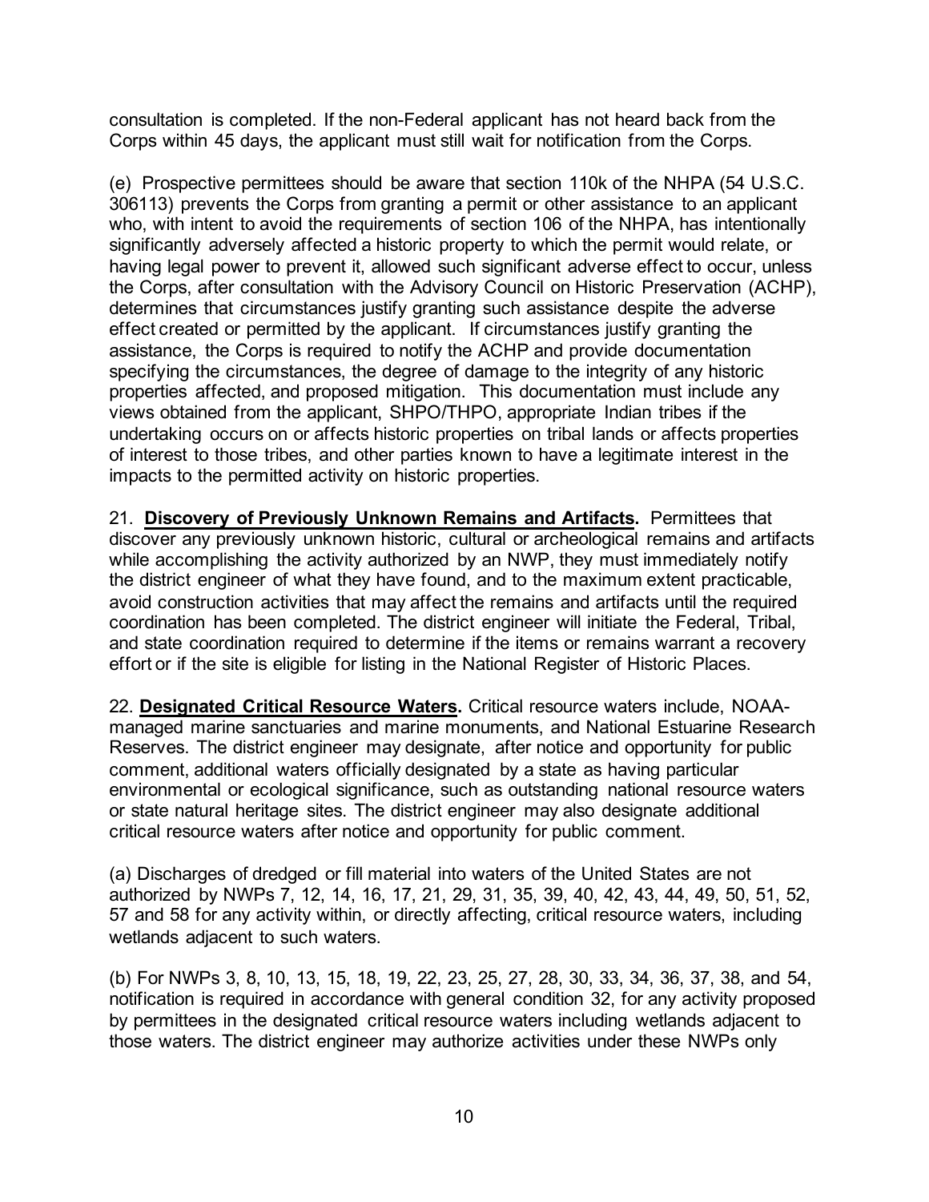consultation is completed. If the non-Federal applicant has not heard back from the Corps within 45 days, the applicant must still wait for notification from the Corps.

(e) Prospective permittees should be aware that section 110k of the NHPA (54 U.S.C. 306113) prevents the Corps from granting a permit or other assistance to an applicant who, with intent to avoid the requirements of section 106 of the NHPA, has intentionally significantly adversely affected a historic property to which the permit would relate, or having legal power to prevent it, allowed such significant adverse effect to occur, unless the Corps, after consultation with the Advisory Council on Historic Preservation (ACHP), determines that circumstances justify granting such assistance despite the adverse effect created or permitted by the applicant. If circumstances justify granting the assistance, the Corps is required to notify the ACHP and provide documentation specifying the circumstances, the degree of damage to the integrity of any historic properties affected, and proposed mitigation. This documentation must include any views obtained from the applicant, SHPO/THPO, appropriate Indian tribes if the undertaking occurs on or affects historic properties on tribal lands or affects properties of interest to those tribes, and other parties known to have a legitimate interest in the impacts to the permitted activity on historic properties.

21. **Discovery of Previously Unknown Remains and Artifacts.** Permittees that discover any previously unknown historic, cultural or archeological remains and artifacts while accomplishing the activity authorized by an NWP, they must immediately notify the district engineer of what they have found, and to the maximum extent practicable, avoid construction activities that may affect the remains and artifacts until the required coordination has been completed. The district engineer will initiate the Federal, Tribal, and state coordination required to determine if the items or remains warrant a recovery effort or if the site is eligible for listing in the National Register of Historic Places.

22. **Designated Critical Resource Waters.** Critical resource waters include, NOAA-managed marine sanctuaries and marine monuments, and National Estuarine Research Reserves. The district engineer may designate, after notice and opportunity for public comment, additional waters officially designated by a state as having particular environmental or ecological significance, such as outstanding national resource waters or state natural heritage sites. The district engineer may also designate additional critical resource waters after notice and opportunity for public comment.

(a) Discharges of dredged or fill material into waters of the United States are not authorized by NWPs 7, 12, 14, 16, 17, 21, 29, 31, 35, 39, 40, 42, 43, 44, 49, 50, 51, 52, 57 and 58 for any activity within, or directly affecting, critical resource waters, including wetlands adjacent to such waters.

(b) For NWPs 3, 8, 10, 13, 15, 18, 19, 22, 23, 25, 27, 28, 30, 33, 34, 36, 37, 38, and 54, notification is required in accordance with general condition 32, for any activity proposed by permittees in the designated critical resource waters including wetlands adjacent to those waters. The district engineer may authorize activities under these NWPs only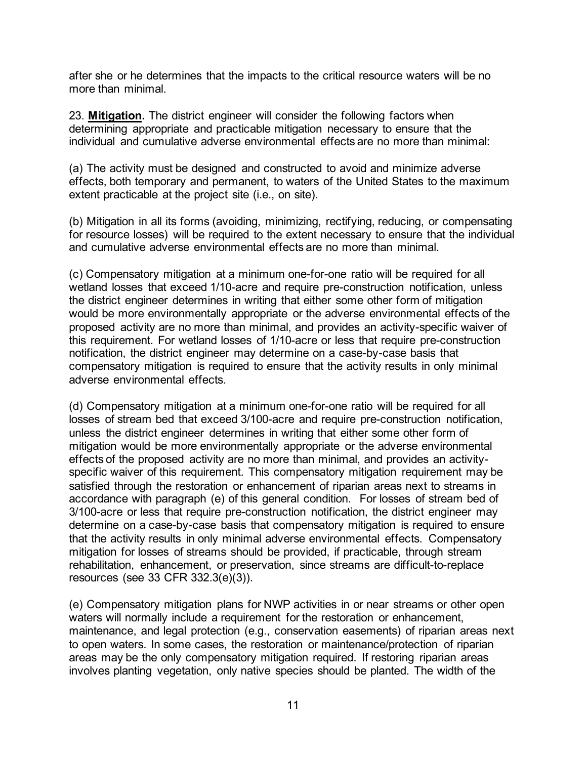after she or he determines that the impacts to the critical resource waters will be no more than minimal.

23. **Mitigation.** The district engineer will consider the following factors when determining appropriate and practicable mitigation necessary to ensure that the individual and cumulative adverse environmental effects are no more than minimal:

(a) The activity must be designed and constructed to avoid and minimize adverse effects, both temporary and permanent, to waters of the United States to the maximum extent practicable at the project site (i.e., on site).

(b) Mitigation in all its forms (avoiding, minimizing, rectifying, reducing, or compensating for resource losses) will be required to the extent necessary to ensure that the individual and cumulative adverse environmental effects are no more than minimal.

(c) Compensatory mitigation at a minimum one-for-one ratio will be required for all wetland losses that exceed 1/10-acre and require pre-construction notification, unless the district engineer determines in writing that either some other form of mitigation would be more environmentally appropriate or the adverse environmental effects of the proposed activity are no more than minimal, and provides an activity-specific waiver of this requirement. For wetland losses of 1/10-acre or less that require pre-construction notification, the district engineer may determine on a case-by-case basis that compensatory mitigation is required to ensure that the activity results in only minimal adverse environmental effects.

(d) Compensatory mitigation at a minimum one-for-one ratio will be required for all losses of stream bed that exceed 3/100-acre and require pre-construction notification, unless the district engineer determines in writing that either some other form of mitigation would be more environmentally appropriate or the adverse environmental effects of the proposed activity are no more than minimal, and provides an activity-specific waiver of this requirement. This compensatory mitigation requirement may be satisfied through the restoration or enhancement of riparian areas next to streams in accordance with paragraph (e) of this general condition. For losses of stream bed of 3/100-acre or less that require pre-construction notification, the district engineer may determine on a case-by-case basis that compensatory mitigation is required to ensure that the activity results in only minimal adverse environmental effects. Compensatory mitigation for losses of streams should be provided, if practicable, through stream rehabilitation, enhancement, or preservation, since streams are difficult-to-replace resources (see 33 CFR 332.3(e)(3)).

(e) Compensatory mitigation plans for NWP activities in or near streams or other open waters will normally include a requirement for the restoration or enhancement, maintenance, and legal protection (e.g., conservation easements) of riparian areas next to open waters. In some cases, the restoration or maintenance/protection of riparian areas may be the only compensatory mitigation required. If restoring riparian areas involves planting vegetation, only native species should be planted. The width of the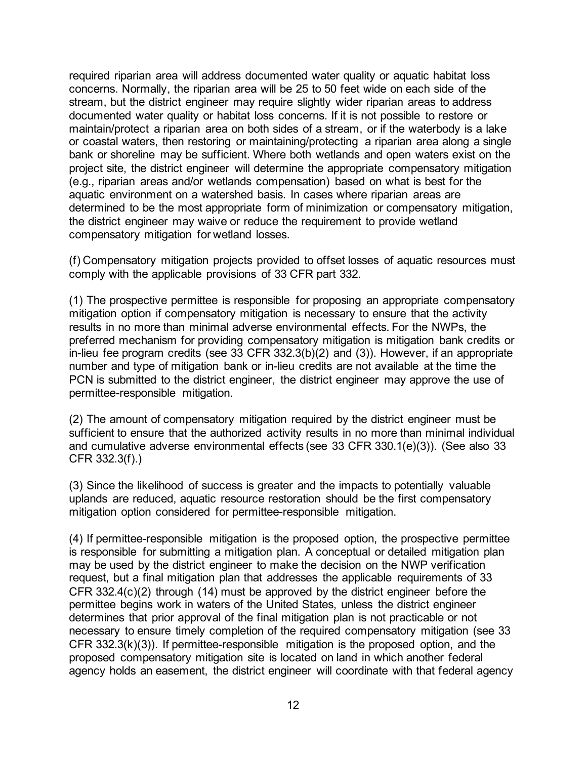required riparian area will address documented water quality or aquatic habitat loss concerns. Normally, the riparian area will be 25 to 50 feet wide on each side of the stream, but the district engineer may require slightly wider riparian areas to address documented water quality or habitat loss concerns. If it is not possible to restore or maintain/protect a riparian area on both sides of a stream, or if the waterbody is a lake or coastal waters, then restoring or maintaining/protecting a riparian area along a single bank or shoreline may be sufficient. Where both wetlands and open waters exist on the project site, the district engineer will determine the appropriate compensatory mitigation (e.g., riparian areas and/or wetlands compensation) based on what is best for the aquatic environment on a watershed basis. In cases where riparian areas are determined to be the most appropriate form of minimization or compensatory mitigation, the district engineer may waive or reduce the requirement to provide wetland compensatory mitigation for wetland losses.

(f) Compensatory mitigation projects provided to offset losses of aquatic resources must comply with the applicable provisions of 33 CFR part 332.

(1) The prospective permittee is responsible for proposing an appropriate compensatory mitigation option if compensatory mitigation is necessary to ensure that the activity results in no more than minimal adverse environmental effects. For the NWPs, the preferred mechanism for providing compensatory mitigation is mitigation bank credits or in-lieu fee program credits (see 33 CFR 332.3(b)(2) and (3)). However, if an appropriate number and type of mitigation bank or in-lieu credits are not available at the time the PCN is submitted to the district engineer, the district engineer may approve the use of permittee-responsible mitigation.

(2) The amount of compensatory mitigation required by the district engineer must be sufficient to ensure that the authorized activity results in no more than minimal individual and cumulative adverse environmental effects (see 33 CFR 330.1(e)(3)). (See also 33 CFR 332.3(f).)

(3) Since the likelihood of success is greater and the impacts to potentially valuable uplands are reduced, aquatic resource restoration should be the first compensatory mitigation option considered for permittee-responsible mitigation.

(4) If permittee-responsible mitigation is the proposed option, the prospective permittee is responsible for submitting a mitigation plan. A conceptual or detailed mitigation plan may be used by the district engineer to make the decision on the NWP verification request, but a final mitigation plan that addresses the applicable requirements of 33 CFR 332.4(c)(2) through (14) must be approved by the district engineer before the permittee begins work in waters of the United States, unless the district engineer determines that prior approval of the final mitigation plan is not practicable or not necessary to ensure timely completion of the required compensatory mitigation (see 33 CFR 332.3(k)(3)). If permittee-responsible mitigation is the proposed option, and the proposed compensatory mitigation site is located on land in which another federal agency holds an easement, the district engineer will coordinate with that federal agency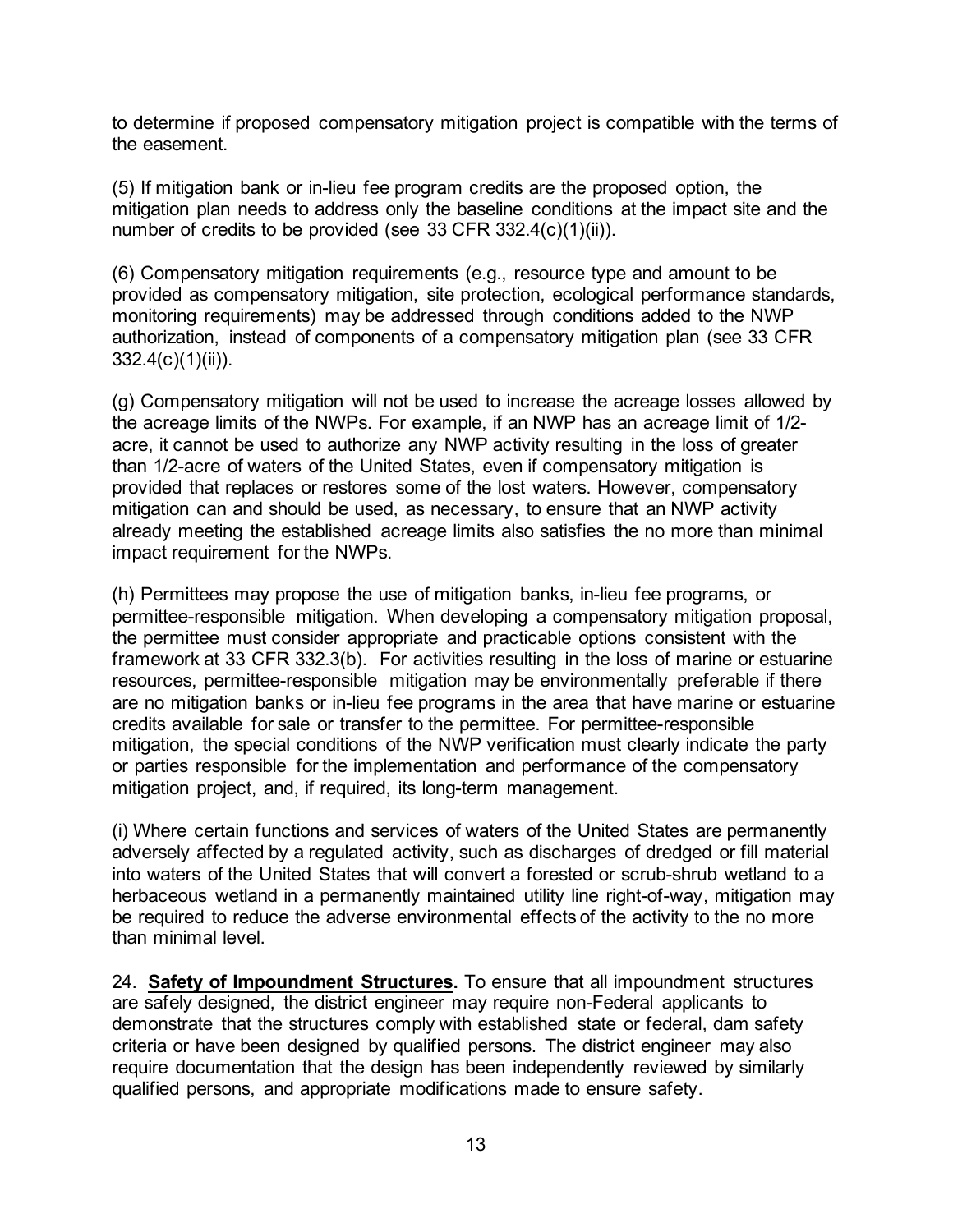to determine if proposed compensatory mitigation project is compatible with the terms of the easement.

(5) If mitigation bank or in-lieu fee program credits are the proposed option, the mitigation plan needs to address only the baseline conditions at the impact site and the number of credits to be provided (see 33 CFR 332.4(c)(1)(ii)).

(6) Compensatory mitigation requirements (e.g., resource type and amount to be provided as compensatory mitigation, site protection, ecological performance standards, monitoring requirements) may be addressed through conditions added to the NWP authorization, instead of components of a compensatory mitigation plan (see 33 CFR 332.4(c)(1)(ii)).

(g) Compensatory mitigation will not be used to increase the acreage losses allowed by the acreage limits of the NWPs. For example, if an NWP has an acreage limit of 1/2-acre, it cannot be used to authorize any NWP activity resulting in the loss of greater than 1/2-acre of waters of the United States, even if compensatory mitigation is provided that replaces or restores some of the lost waters. However, compensatory mitigation can and should be used, as necessary, to ensure that an NWP activity already meeting the established acreage limits also satisfies the no more than minimal impact requirement for the NWPs.

(h) Permittees may propose the use of mitigation banks, in-lieu fee programs, or permittee-responsible mitigation. When developing a compensatory mitigation proposal, the permittee must consider appropriate and practicable options consistent with the framework at 33 CFR 332.3(b). For activities resulting in the loss of marine or estuarine resources, permittee-responsible mitigation may be environmentally preferable if there are no mitigation banks or in-lieu fee programs in the area that have marine or estuarine credits available for sale or transfer to the permittee. For permittee-responsible mitigation, the special conditions of the NWP verification must clearly indicate the party or parties responsible for the implementation and performance of the compensatory mitigation project, and, if required, its long-term management.

(i) Where certain functions and services of waters of the United States are permanently adversely affected by a regulated activity, such as discharges of dredged or fill material into waters of the United States that will convert a forested or scrub-shrub wetland to a herbaceous wetland in a permanently maintained utility line right-of-way, mitigation may be required to reduce the adverse environmental effects of the activity to the no more than minimal level.

24. **Safety of Impoundment Structures.** To ensure that all impoundment structures are safely designed, the district engineer may require non-Federal applicants to demonstrate that the structures comply with established state or federal, dam safety criteria or have been designed by qualified persons. The district engineer may also require documentation that the design has been independently reviewed by similarly qualified persons, and appropriate modifications made to ensure safety.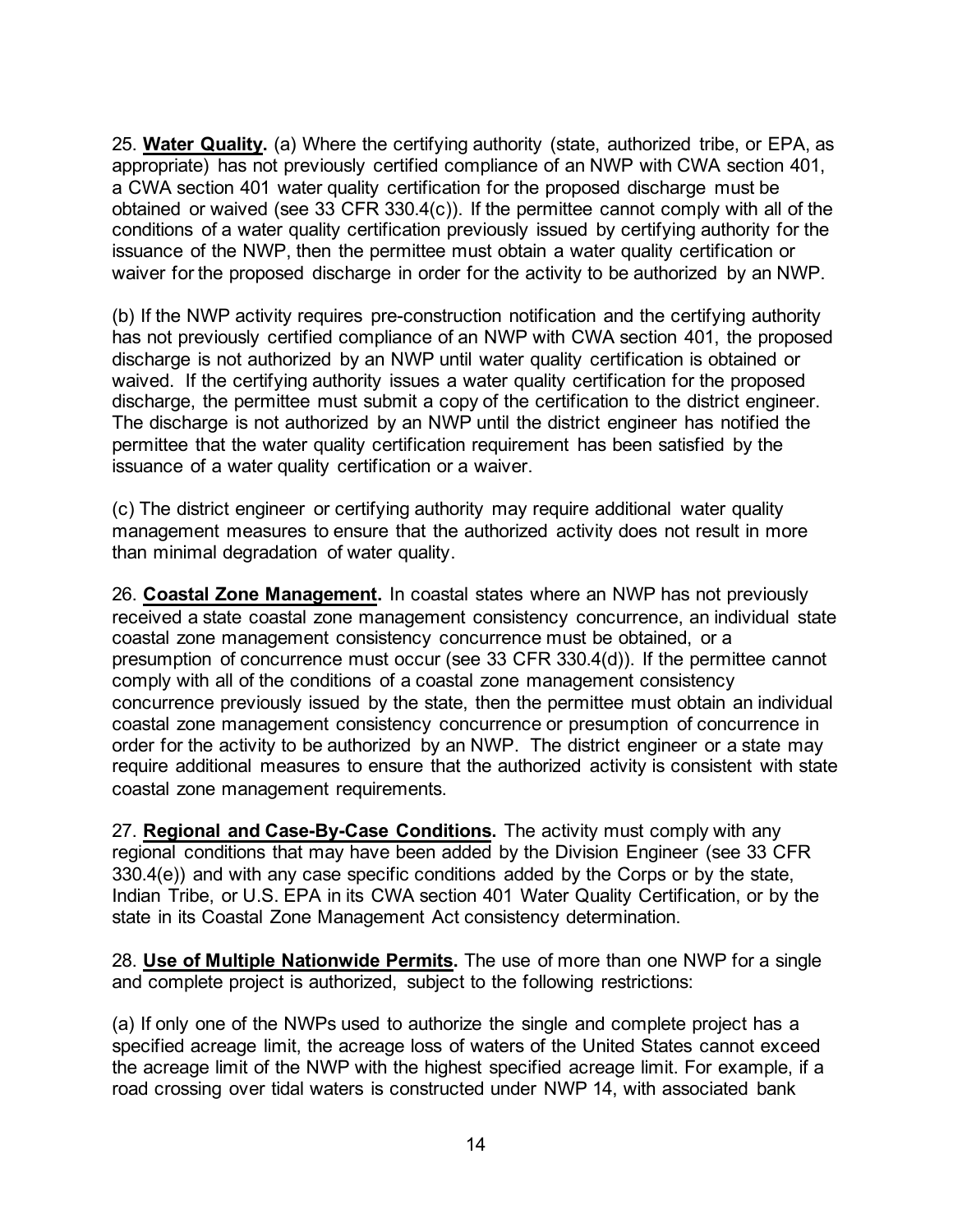25. **Water Quality.** (a) Where the certifying authority (state, authorized tribe, or EPA, as appropriate) has not previously certified compliance of an NWP with CWA section 401, a CWA section 401 water quality certification for the proposed discharge must be obtained or waived (see 33 CFR 330.4(c)). If the permittee cannot comply with all of the conditions of a water quality certification previously issued by certifying authority for the issuance of the NWP, then the permittee must obtain a water quality certification or waiver for the proposed discharge in order for the activity to be authorized by an NWP.

(b) If the NWP activity requires pre-construction notification and the certifying authority has not previously certified compliance of an NWP with CWA section 401, the proposed discharge is not authorized by an NWP until water quality certification is obtained or waived. If the certifying authority issues a water quality certification for the proposed discharge, the permittee must submit a copy of the certification to the district engineer. The discharge is not authorized by an NWP until the district engineer has notified the permittee that the water quality certification requirement has been satisfied by the issuance of a water quality certification or a waiver.

(c) The district engineer or certifying authority may require additional water quality management measures to ensure that the authorized activity does not result in more than minimal degradation of water quality.

26. **Coastal Zone Management.** In coastal states where an NWP has not previously received a state coastal zone management consistency concurrence, an individual state coastal zone management consistency concurrence must be obtained, or a presumption of concurrence must occur (see 33 CFR 330.4(d)). If the permittee cannot comply with all of the conditions of a coastal zone management consistency concurrence previously issued by the state, then the permittee must obtain an individual coastal zone management consistency concurrence or presumption of concurrence in order for the activity to be authorized by an NWP. The district engineer or a state may require additional measures to ensure that the authorized activity is consistent with state coastal zone management requirements.

27. **Regional and Case-By-Case Conditions.** The activity must comply with any regional conditions that may have been added by the Division Engineer (see 33 CFR 330.4(e)) and with any case specific conditions added by the Corps or by the state, Indian Tribe, or U.S. EPA in its CWA section 401 Water Quality Certification, or by the state in its Coastal Zone Management Act consistency determination.

28. **Use of Multiple Nationwide Permits.** The use of more than one NWP for a single and complete project is authorized, subject to the following restrictions:

(a) If only one of the NWPs used to authorize the single and complete project has a specified acreage limit, the acreage loss of waters of the United States cannot exceed the acreage limit of the NWP with the highest specified acreage limit. For example, if a road crossing over tidal waters is constructed under NWP 14, with associated bank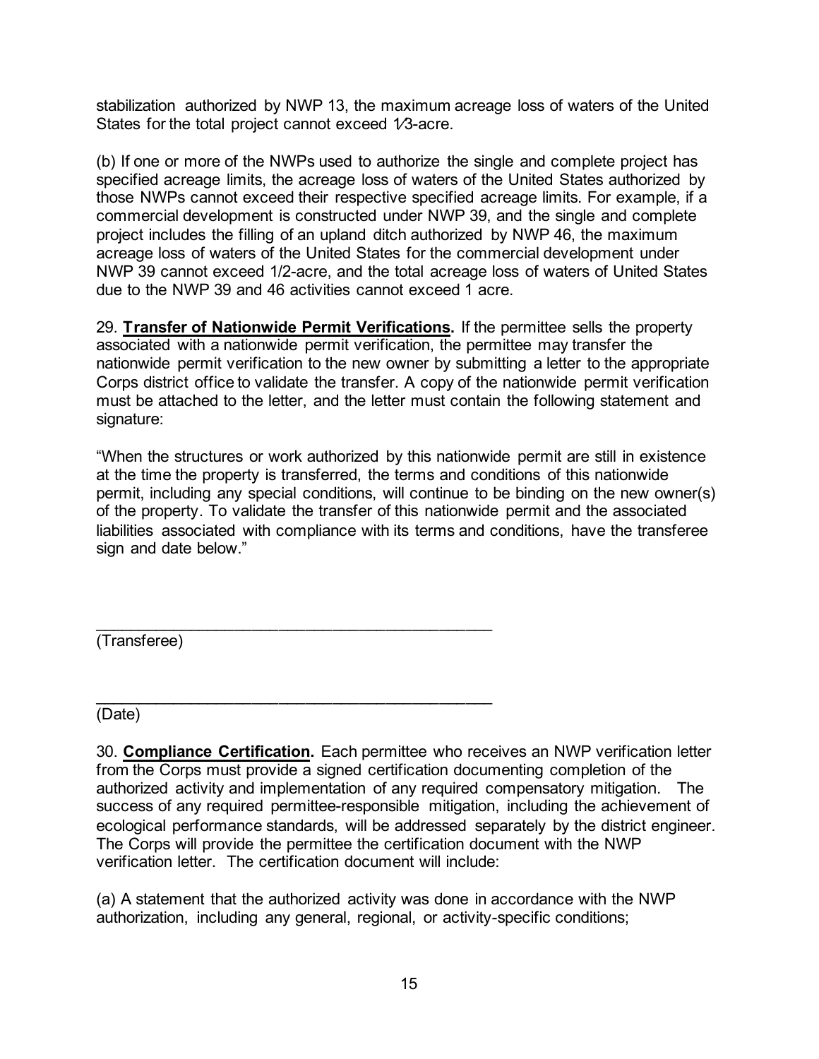stabilization authorized by NWP 13, the maximum acreage loss of waters of the United States for the total project cannot exceed 1⁄3-acre.

(b) If one or more of the NWPs used to authorize the single and complete project has specified acreage limits, the acreage loss of waters of the United States authorized by those NWPs cannot exceed their respective specified acreage limits. For example, if a commercial development is constructed under NWP 39, and the single and complete project includes the filling of an upland ditch authorized by NWP 46, the maximum acreage loss of waters of the United States for the commercial development under NWP 39 cannot exceed 1/2-acre, and the total acreage loss of waters of United States due to the NWP 39 and 46 activities cannot exceed 1 acre.

29. **Transfer of Nationwide Permit Verifications.** If the permittee sells the property associated with a nationwide permit verification, the permittee may transfer the nationwide permit verification to the new owner by submitting a letter to the appropriate Corps district office to validate the transfer. A copy of the nationwide permit verification must be attached to the letter, and the letter must contain the following statement and signature:

"When the structures or work authorized by this nationwide permit are still in existence at the time the property is transferred, the terms and conditions of this nationwide permit, including any special conditions, will continue to be binding on the new owner(s) of the property. To validate the transfer of this nationwide permit and the associated liabilities associated with compliance with its terms and conditions, have the transferee sign and date below."

_______________________________________________
(Transferee)

_______________________________________________
(Date)

30. **Compliance Certification.** Each permittee who receives an NWP verification letter from the Corps must provide a signed certification documenting completion of the authorized activity and implementation of any required compensatory mitigation. The success of any required permittee-responsible mitigation, including the achievement of ecological performance standards, will be addressed separately by the district engineer. The Corps will provide the permittee the certification document with the NWP verification letter. The certification document will include:

(a) A statement that the authorized activity was done in accordance with the NWP authorization, including any general, regional, or activity-specific conditions;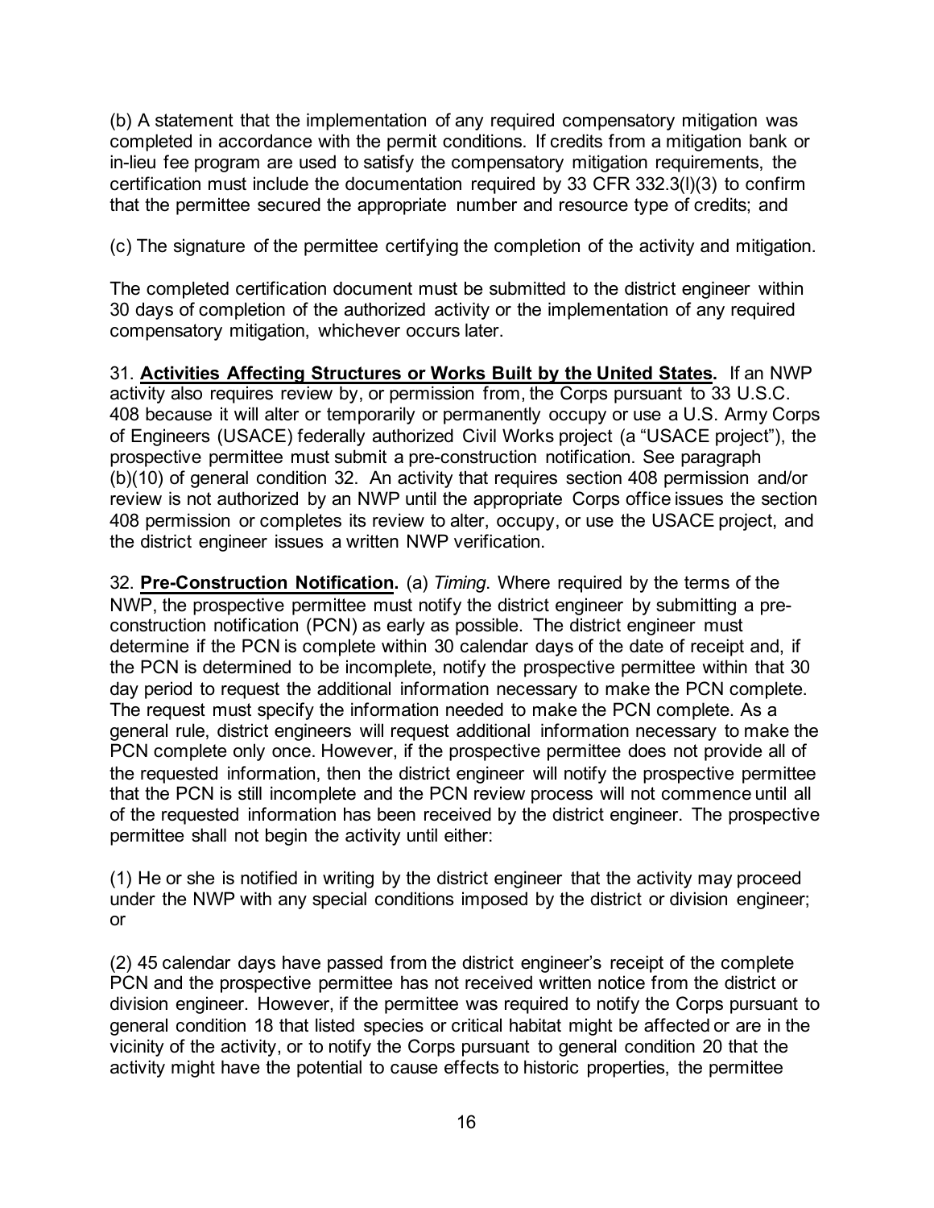(b) A statement that the implementation of any required compensatory mitigation was completed in accordance with the permit conditions. If credits from a mitigation bank or in-lieu fee program are used to satisfy the compensatory mitigation requirements, the certification must include the documentation required by 33 CFR 332.3(l)(3) to confirm that the permittee secured the appropriate number and resource type of credits; and

(c) The signature of the permittee certifying the completion of the activity and mitigation.

The completed certification document must be submitted to the district engineer within 30 days of completion of the authorized activity or the implementation of any required compensatory mitigation, whichever occurs later.

31. **Activities Affecting Structures or Works Built by the United States.** If an NWP activity also requires review by, or permission from, the Corps pursuant to 33 U.S.C. 408 because it will alter or temporarily or permanently occupy or use a U.S. Army Corps of Engineers (USACE) federally authorized Civil Works project (a "USACE project"), the prospective permittee must submit a pre-construction notification. See paragraph (b)(10) of general condition 32. An activity that requires section 408 permission and/or review is not authorized by an NWP until the appropriate Corps office issues the section 408 permission or completes its review to alter, occupy, or use the USACE project, and the district engineer issues a written NWP verification.

32. **Pre-Construction Notification.** (a) *Timing*. Where required by the terms of the NWP, the prospective permittee must notify the district engineer by submitting a pre-construction notification (PCN) as early as possible. The district engineer must determine if the PCN is complete within 30 calendar days of the date of receipt and, if the PCN is determined to be incomplete, notify the prospective permittee within that 30 day period to request the additional information necessary to make the PCN complete. The request must specify the information needed to make the PCN complete. As a general rule, district engineers will request additional information necessary to make the PCN complete only once. However, if the prospective permittee does not provide all of the requested information, then the district engineer will notify the prospective permittee that the PCN is still incomplete and the PCN review process will not commence until all of the requested information has been received by the district engineer. The prospective permittee shall not begin the activity until either:

(1) He or she is notified in writing by the district engineer that the activity may proceed under the NWP with any special conditions imposed by the district or division engineer; or

(2) 45 calendar days have passed from the district engineer's receipt of the complete PCN and the prospective permittee has not received written notice from the district or division engineer. However, if the permittee was required to notify the Corps pursuant to general condition 18 that listed species or critical habitat might be affected or are in the vicinity of the activity, or to notify the Corps pursuant to general condition 20 that the activity might have the potential to cause effects to historic properties, the permittee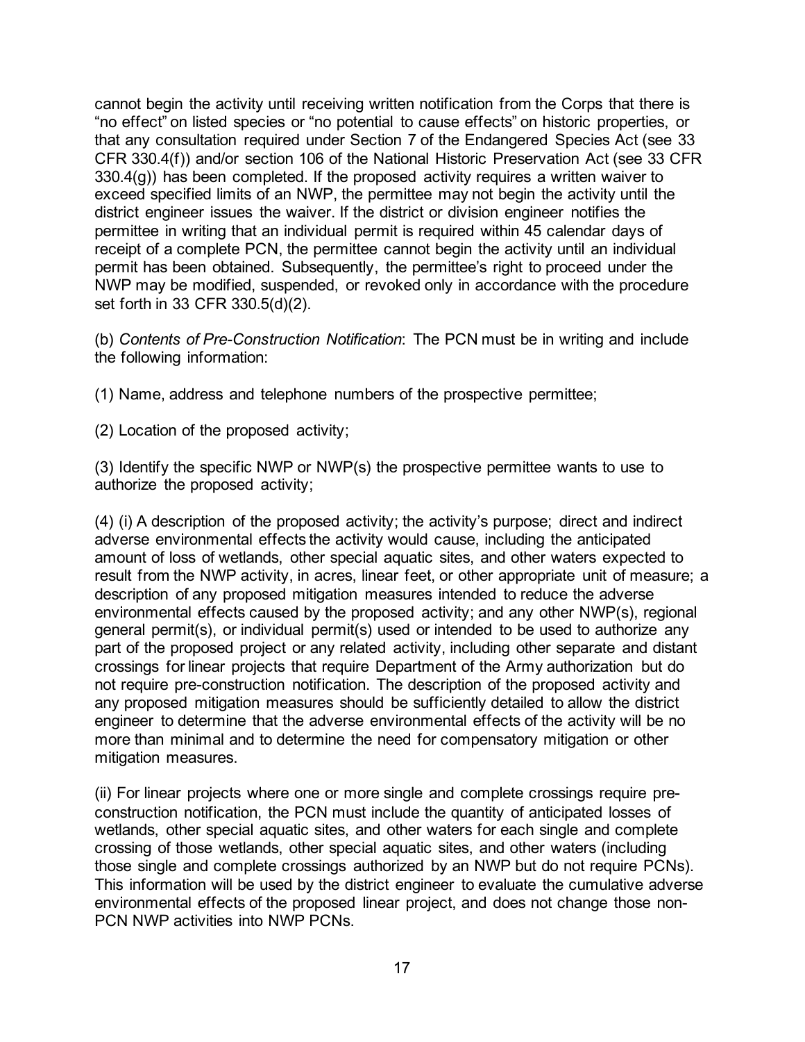cannot begin the activity until receiving written notification from the Corps that there is "no effect" on listed species or "no potential to cause effects" on historic properties, or that any consultation required under Section 7 of the Endangered Species Act (see 33 CFR 330.4(f)) and/or section 106 of the National Historic Preservation Act (see 33 CFR 330.4(g)) has been completed. If the proposed activity requires a written waiver to exceed specified limits of an NWP, the permittee may not begin the activity until the district engineer issues the waiver. If the district or division engineer notifies the permittee in writing that an individual permit is required within 45 calendar days of receipt of a complete PCN, the permittee cannot begin the activity until an individual permit has been obtained. Subsequently, the permittee's right to proceed under the NWP may be modified, suspended, or revoked only in accordance with the procedure set forth in 33 CFR 330.5(d)(2).

(b) *Contents of Pre-Construction Notification*: The PCN must be in writing and include the following information:

(1) Name, address and telephone numbers of the prospective permittee;

(2) Location of the proposed activity;

(3) Identify the specific NWP or NWP(s) the prospective permittee wants to use to authorize the proposed activity;

(4) (i) A description of the proposed activity; the activity's purpose; direct and indirect adverse environmental effects the activity would cause, including the anticipated amount of loss of wetlands, other special aquatic sites, and other waters expected to result from the NWP activity, in acres, linear feet, or other appropriate unit of measure; a description of any proposed mitigation measures intended to reduce the adverse environmental effects caused by the proposed activity; and any other NWP(s), regional general permit(s), or individual permit(s) used or intended to be used to authorize any part of the proposed project or any related activity, including other separate and distant crossings for linear projects that require Department of the Army authorization but do not require pre-construction notification. The description of the proposed activity and any proposed mitigation measures should be sufficiently detailed to allow the district engineer to determine that the adverse environmental effects of the activity will be no more than minimal and to determine the need for compensatory mitigation or other mitigation measures.

(ii) For linear projects where one or more single and complete crossings require pre-construction notification, the PCN must include the quantity of anticipated losses of wetlands, other special aquatic sites, and other waters for each single and complete crossing of those wetlands, other special aquatic sites, and other waters (including those single and complete crossings authorized by an NWP but do not require PCNs). This information will be used by the district engineer to evaluate the cumulative adverse environmental effects of the proposed linear project, and does not change those non-PCN NWP activities into NWP PCNs.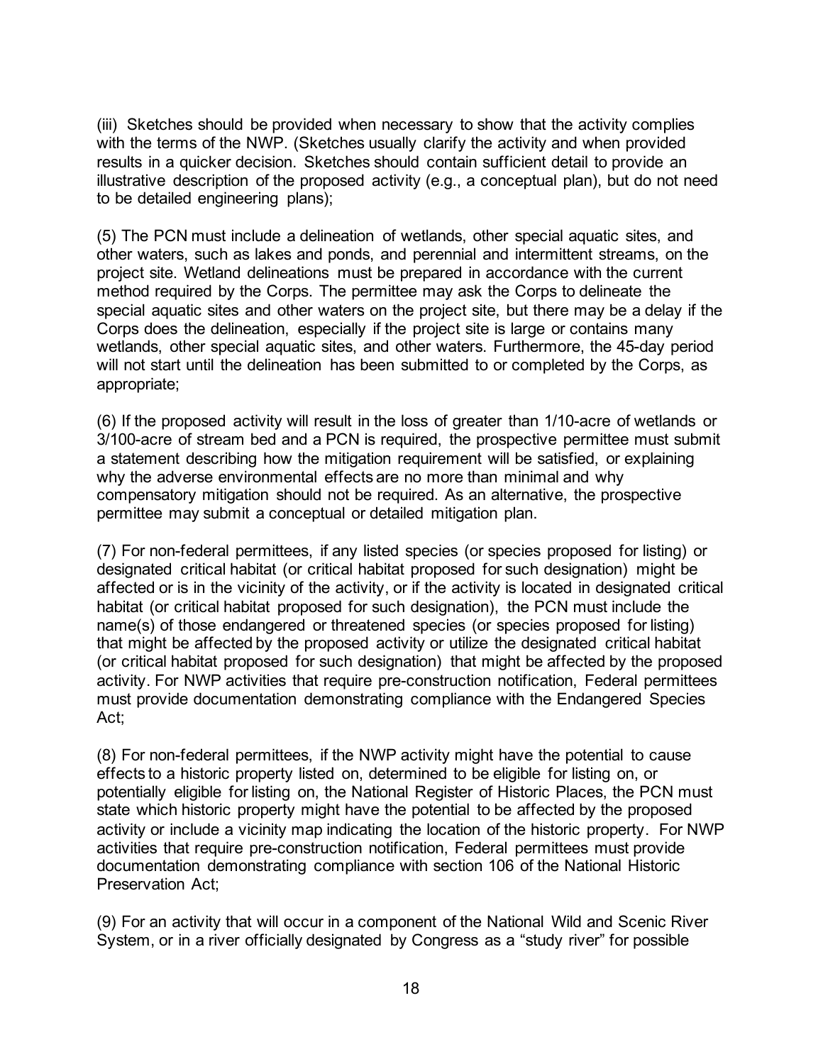(iii) Sketches should be provided when necessary to show that the activity complies with the terms of the NWP. (Sketches usually clarify the activity and when provided results in a quicker decision. Sketches should contain sufficient detail to provide an illustrative description of the proposed activity (e.g., a conceptual plan), but do not need to be detailed engineering plans);

(5) The PCN must include a delineation of wetlands, other special aquatic sites, and other waters, such as lakes and ponds, and perennial and intermittent streams, on the project site. Wetland delineations must be prepared in accordance with the current method required by the Corps. The permittee may ask the Corps to delineate the special aquatic sites and other waters on the project site, but there may be a delay if the Corps does the delineation, especially if the project site is large or contains many wetlands, other special aquatic sites, and other waters. Furthermore, the 45-day period will not start until the delineation has been submitted to or completed by the Corps, as appropriate;

(6) If the proposed activity will result in the loss of greater than 1/10-acre of wetlands or 3/100-acre of stream bed and a PCN is required, the prospective permittee must submit a statement describing how the mitigation requirement will be satisfied, or explaining why the adverse environmental effects are no more than minimal and why compensatory mitigation should not be required. As an alternative, the prospective permittee may submit a conceptual or detailed mitigation plan.

(7) For non-federal permittees, if any listed species (or species proposed for listing) or designated critical habitat (or critical habitat proposed for such designation) might be affected or is in the vicinity of the activity, or if the activity is located in designated critical habitat (or critical habitat proposed for such designation), the PCN must include the name(s) of those endangered or threatened species (or species proposed for listing) that might be affected by the proposed activity or utilize the designated critical habitat (or critical habitat proposed for such designation) that might be affected by the proposed activity. For NWP activities that require pre-construction notification, Federal permittees must provide documentation demonstrating compliance with the Endangered Species Act;

(8) For non-federal permittees, if the NWP activity might have the potential to cause effects to a historic property listed on, determined to be eligible for listing on, or potentially eligible for listing on, the National Register of Historic Places, the PCN must state which historic property might have the potential to be affected by the proposed activity or include a vicinity map indicating the location of the historic property. For NWP activities that require pre-construction notification, Federal permittees must provide documentation demonstrating compliance with section 106 of the National Historic Preservation Act;

(9) For an activity that will occur in a component of the National Wild and Scenic River System, or in a river officially designated by Congress as a "study river" for possible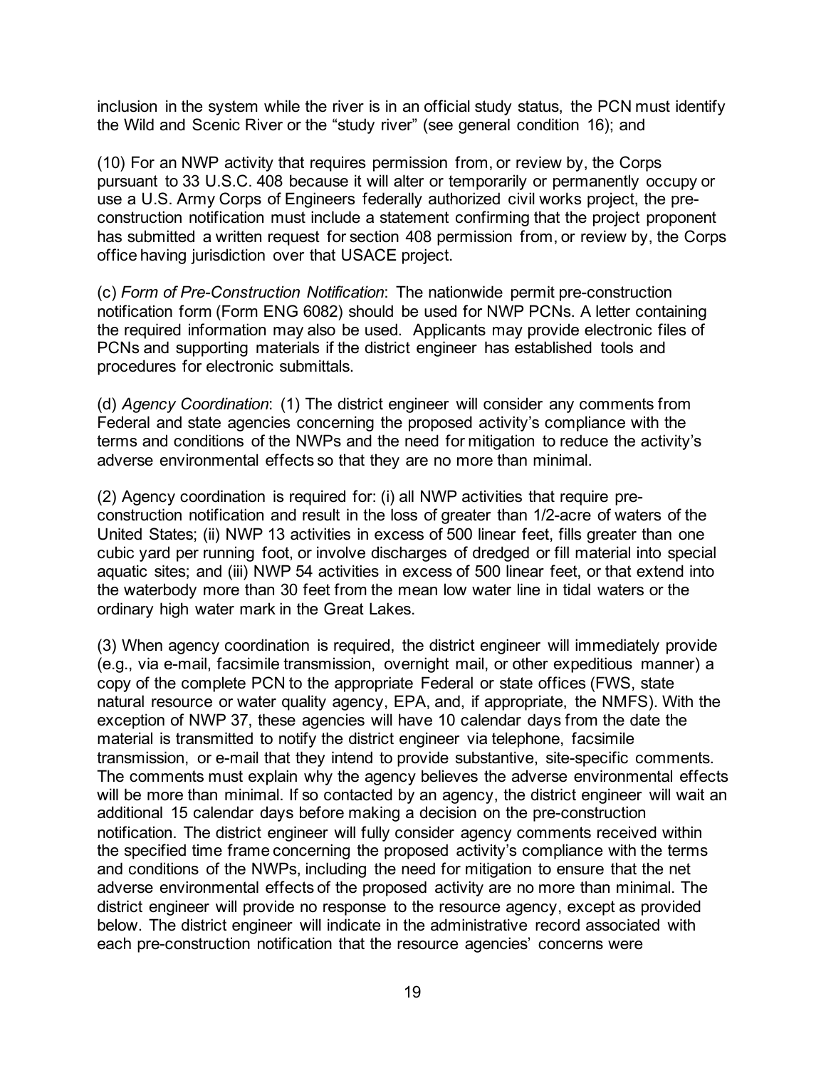inclusion in the system while the river is in an official study status, the PCN must identify the Wild and Scenic River or the "study river" (see general condition 16); and

(10) For an NWP activity that requires permission from, or review by, the Corps pursuant to 33 U.S.C. 408 because it will alter or temporarily or permanently occupy or use a U.S. Army Corps of Engineers federally authorized civil works project, the pre-construction notification must include a statement confirming that the project proponent has submitted a written request for section 408 permission from, or review by, the Corps office having jurisdiction over that USACE project.

(c) *Form of Pre-Construction Notification*: The nationwide permit pre-construction notification form (Form ENG 6082) should be used for NWP PCNs. A letter containing the required information may also be used. Applicants may provide electronic files of PCNs and supporting materials if the district engineer has established tools and procedures for electronic submittals.

(d) *Agency Coordination*: (1) The district engineer will consider any comments from Federal and state agencies concerning the proposed activity's compliance with the terms and conditions of the NWPs and the need for mitigation to reduce the activity's adverse environmental effects so that they are no more than minimal.

(2) Agency coordination is required for: (i) all NWP activities that require pre-construction notification and result in the loss of greater than 1/2-acre of waters of the United States; (ii) NWP 13 activities in excess of 500 linear feet, fills greater than one cubic yard per running foot, or involve discharges of dredged or fill material into special aquatic sites; and (iii) NWP 54 activities in excess of 500 linear feet, or that extend into the waterbody more than 30 feet from the mean low water line in tidal waters or the ordinary high water mark in the Great Lakes.

(3) When agency coordination is required, the district engineer will immediately provide (e.g., via e-mail, facsimile transmission, overnight mail, or other expeditious manner) a copy of the complete PCN to the appropriate Federal or state offices (FWS, state natural resource or water quality agency, EPA, and, if appropriate, the NMFS). With the exception of NWP 37, these agencies will have 10 calendar days from the date the material is transmitted to notify the district engineer via telephone, facsimile transmission, or e-mail that they intend to provide substantive, site-specific comments. The comments must explain why the agency believes the adverse environmental effects will be more than minimal. If so contacted by an agency, the district engineer will wait an additional 15 calendar days before making a decision on the pre-construction notification. The district engineer will fully consider agency comments received within the specified time frame concerning the proposed activity's compliance with the terms and conditions of the NWPs, including the need for mitigation to ensure that the net adverse environmental effects of the proposed activity are no more than minimal. The district engineer will provide no response to the resource agency, except as provided below. The district engineer will indicate in the administrative record associated with each pre-construction notification that the resource agencies' concerns were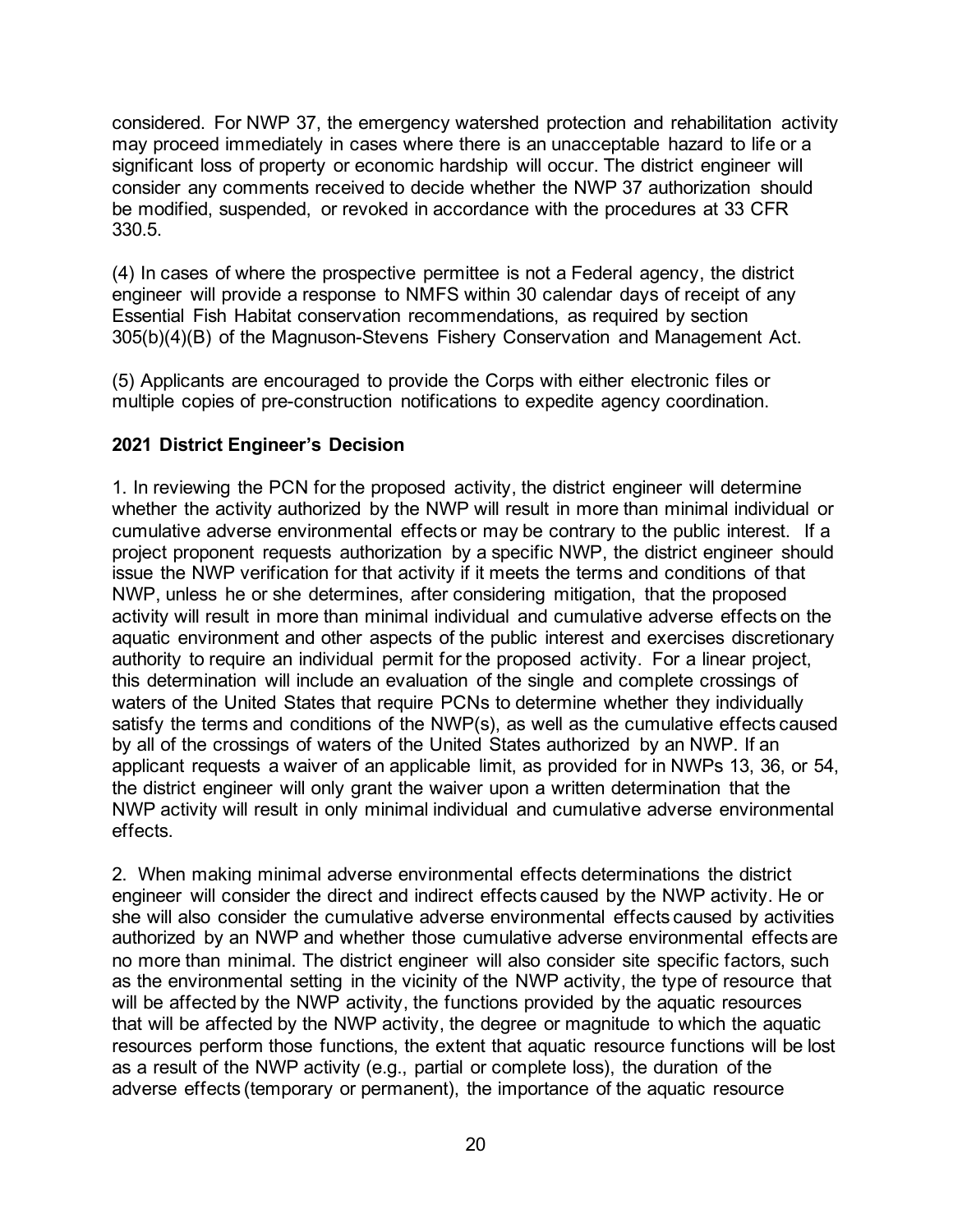considered. For NWP 37, the emergency watershed protection and rehabilitation activity may proceed immediately in cases where there is an unacceptable hazard to life or a significant loss of property or economic hardship will occur. The district engineer will consider any comments received to decide whether the NWP 37 authorization should be modified, suspended, or revoked in accordance with the procedures at 33 CFR 330.5.

(4) In cases of where the prospective permittee is not a Federal agency, the district engineer will provide a response to NMFS within 30 calendar days of receipt of any Essential Fish Habitat conservation recommendations, as required by section 305(b)(4)(B) of the Magnuson-Stevens Fishery Conservation and Management Act.

(5) Applicants are encouraged to provide the Corps with either electronic files or multiple copies of pre-construction notifications to expedite agency coordination.

**2021 District Engineer's Decision**

1. In reviewing the PCN for the proposed activity, the district engineer will determine whether the activity authorized by the NWP will result in more than minimal individual or cumulative adverse environmental effects or may be contrary to the public interest. If a project proponent requests authorization by a specific NWP, the district engineer should issue the NWP verification for that activity if it meets the terms and conditions of that NWP, unless he or she determines, after considering mitigation, that the proposed activity will result in more than minimal individual and cumulative adverse effects on the aquatic environment and other aspects of the public interest and exercises discretionary authority to require an individual permit for the proposed activity. For a linear project, this determination will include an evaluation of the single and complete crossings of waters of the United States that require PCNs to determine whether they individually satisfy the terms and conditions of the NWP(s), as well as the cumulative effects caused by all of the crossings of waters of the United States authorized by an NWP. If an applicant requests a waiver of an applicable limit, as provided for in NWPs 13, 36, or 54, the district engineer will only grant the waiver upon a written determination that the NWP activity will result in only minimal individual and cumulative adverse environmental effects.

2. When making minimal adverse environmental effects determinations the district engineer will consider the direct and indirect effects caused by the NWP activity. He or she will also consider the cumulative adverse environmental effects caused by activities authorized by an NWP and whether those cumulative adverse environmental effects are no more than minimal. The district engineer will also consider site specific factors, such as the environmental setting in the vicinity of the NWP activity, the type of resource that will be affected by the NWP activity, the functions provided by the aquatic resources that will be affected by the NWP activity, the degree or magnitude to which the aquatic resources perform those functions, the extent that aquatic resource functions will be lost as a result of the NWP activity (e.g., partial or complete loss), the duration of the adverse effects (temporary or permanent), the importance of the aquatic resource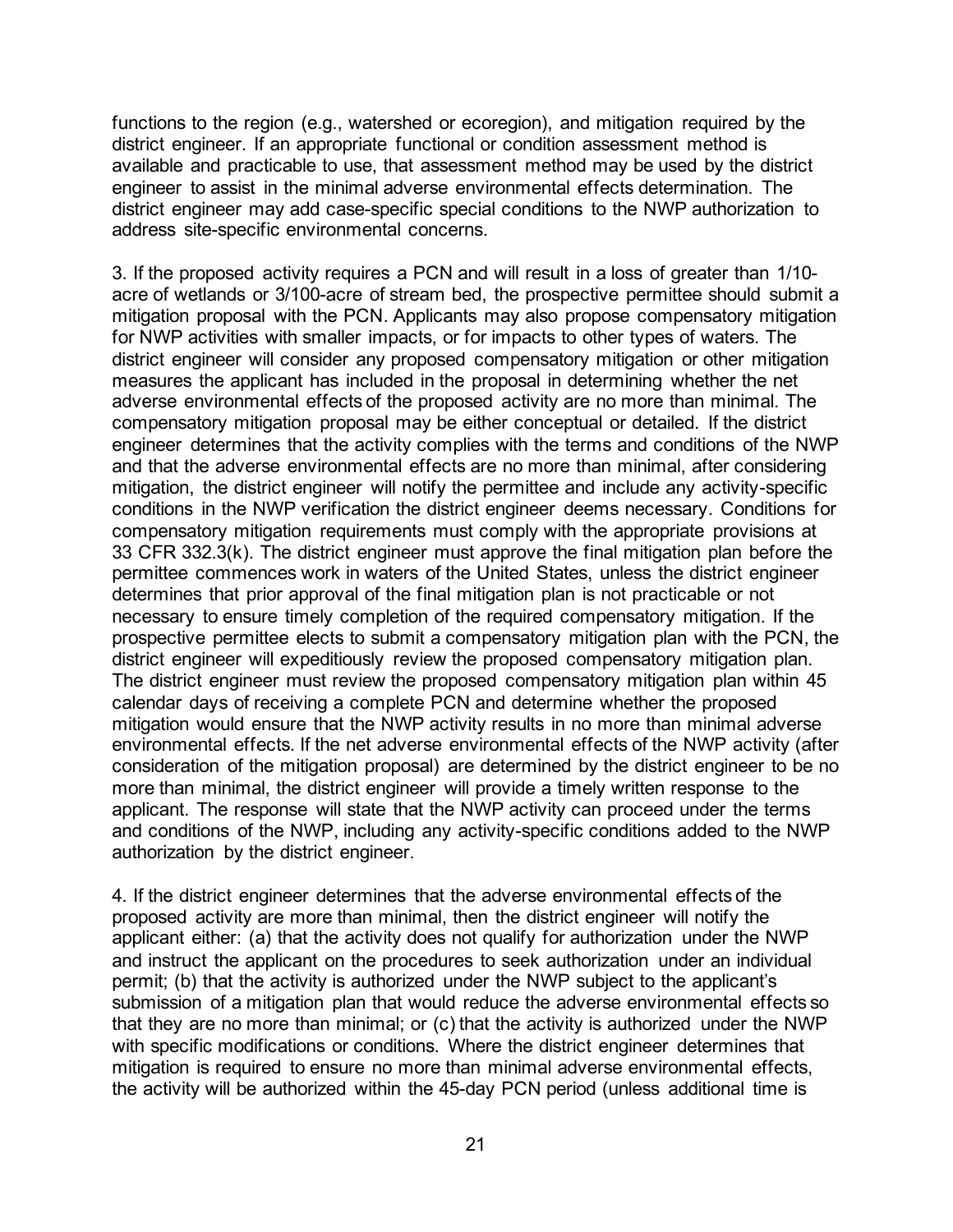functions to the region (e.g., watershed or ecoregion), and mitigation required by the district engineer. If an appropriate functional or condition assessment method is available and practicable to use, that assessment method may be used by the district engineer to assist in the minimal adverse environmental effects determination. The district engineer may add case-specific special conditions to the NWP authorization to address site-specific environmental concerns.

3. If the proposed activity requires a PCN and will result in a loss of greater than 1/10-acre of wetlands or 3/100-acre of stream bed, the prospective permittee should submit a mitigation proposal with the PCN. Applicants may also propose compensatory mitigation for NWP activities with smaller impacts, or for impacts to other types of waters. The district engineer will consider any proposed compensatory mitigation or other mitigation measures the applicant has included in the proposal in determining whether the net adverse environmental effects of the proposed activity are no more than minimal. The compensatory mitigation proposal may be either conceptual or detailed. If the district engineer determines that the activity complies with the terms and conditions of the NWP and that the adverse environmental effects are no more than minimal, after considering mitigation, the district engineer will notify the permittee and include any activity-specific conditions in the NWP verification the district engineer deems necessary. Conditions for compensatory mitigation requirements must comply with the appropriate provisions at 33 CFR 332.3(k). The district engineer must approve the final mitigation plan before the permittee commences work in waters of the United States, unless the district engineer determines that prior approval of the final mitigation plan is not practicable or not necessary to ensure timely completion of the required compensatory mitigation. If the prospective permittee elects to submit a compensatory mitigation plan with the PCN, the district engineer will expeditiously review the proposed compensatory mitigation plan. The district engineer must review the proposed compensatory mitigation plan within 45 calendar days of receiving a complete PCN and determine whether the proposed mitigation would ensure that the NWP activity results in no more than minimal adverse environmental effects. If the net adverse environmental effects of the NWP activity (after consideration of the mitigation proposal) are determined by the district engineer to be no more than minimal, the district engineer will provide a timely written response to the applicant. The response will state that the NWP activity can proceed under the terms and conditions of the NWP, including any activity-specific conditions added to the NWP authorization by the district engineer.

4. If the district engineer determines that the adverse environmental effects of the proposed activity are more than minimal, then the district engineer will notify the applicant either: (a) that the activity does not qualify for authorization under the NWP and instruct the applicant on the procedures to seek authorization under an individual permit; (b) that the activity is authorized under the NWP subject to the applicant's submission of a mitigation plan that would reduce the adverse environmental effects so that they are no more than minimal; or (c) that the activity is authorized under the NWP with specific modifications or conditions. Where the district engineer determines that mitigation is required to ensure no more than minimal adverse environmental effects, the activity will be authorized within the 45-day PCN period (unless additional time is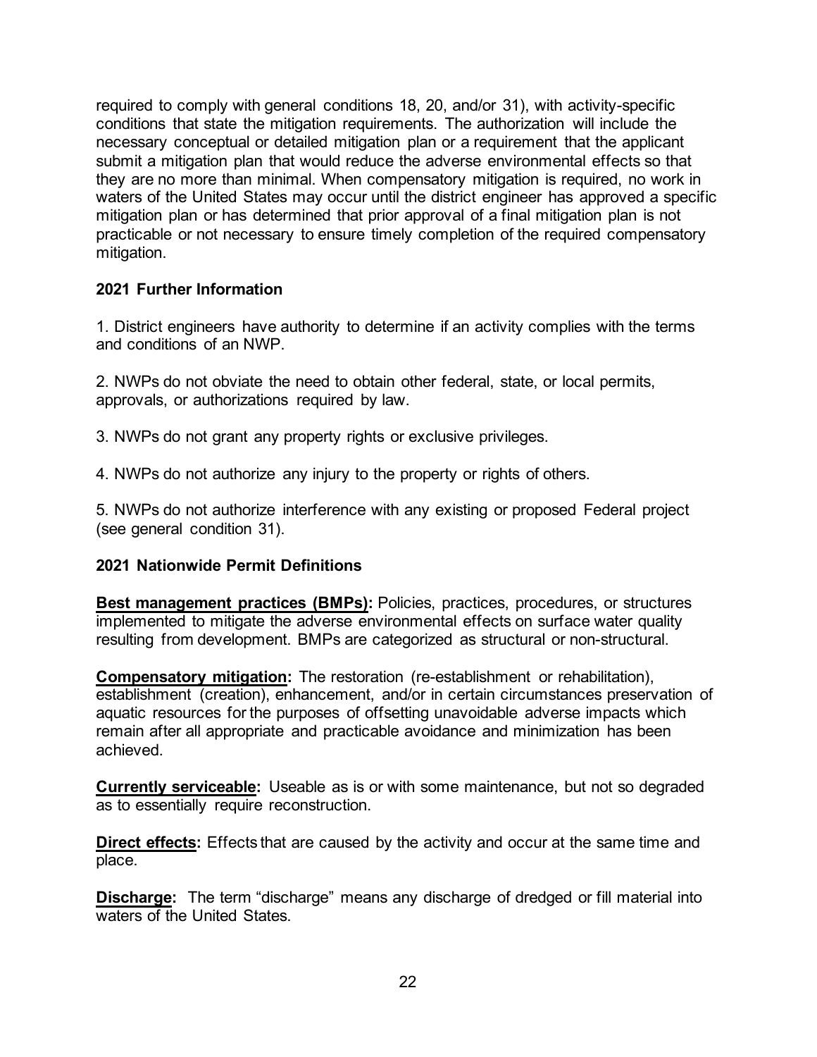required to comply with general conditions 18, 20, and/or 31), with activity-specific conditions that state the mitigation requirements. The authorization will include the necessary conceptual or detailed mitigation plan or a requirement that the applicant submit a mitigation plan that would reduce the adverse environmental effects so that they are no more than minimal. When compensatory mitigation is required, no work in waters of the United States may occur until the district engineer has approved a specific mitigation plan or has determined that prior approval of a final mitigation plan is not practicable or not necessary to ensure timely completion of the required compensatory mitigation.

**2021 Further Information**

1. District engineers have authority to determine if an activity complies with the terms and conditions of an NWP.

2. NWPs do not obviate the need to obtain other federal, state, or local permits, approvals, or authorizations required by law.

3. NWPs do not grant any property rights or exclusive privileges.

4. NWPs do not authorize any injury to the property or rights of others.

5. NWPs do not authorize interference with any existing or proposed Federal project (see general condition 31).

**2021 Nationwide Permit Definitions**

**Best management practices (BMPs):** Policies, practices, procedures, or structures implemented to mitigate the adverse environmental effects on surface water quality resulting from development. BMPs are categorized as structural or non-structural.

**Compensatory mitigation:** The restoration (re-establishment or rehabilitation), establishment (creation), enhancement, and/or in certain circumstances preservation of aquatic resources for the purposes of offsetting unavoidable adverse impacts which remain after all appropriate and practicable avoidance and minimization has been achieved.

**Currently serviceable:** Useable as is or with some maintenance, but not so degraded as to essentially require reconstruction.

**Direct effects:** Effects that are caused by the activity and occur at the same time and place.

**Discharge:** The term "discharge" means any discharge of dredged or fill material into waters of the United States.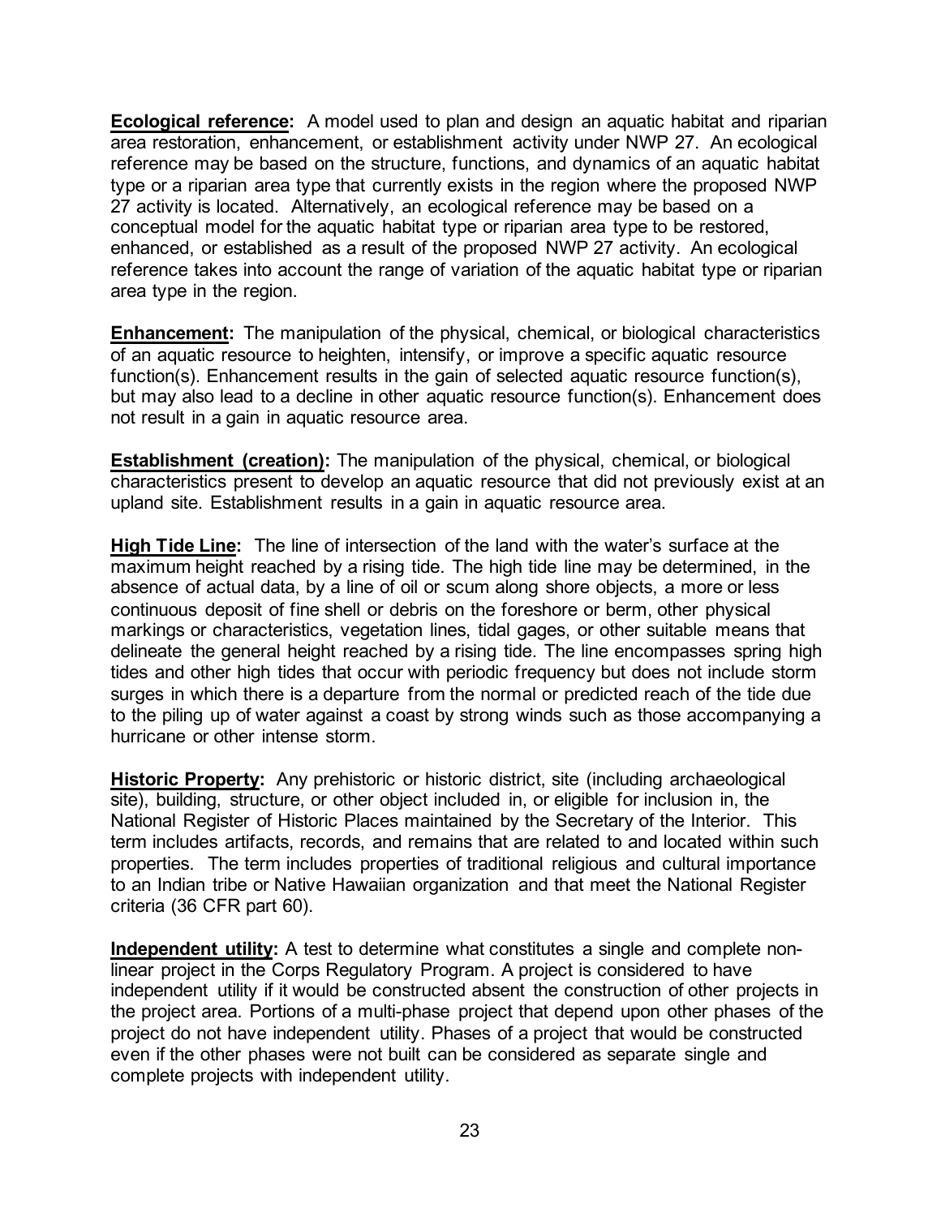**Ecological reference:** A model used to plan and design an aquatic habitat and riparian area restoration, enhancement, or establishment activity under NWP 27. An ecological reference may be based on the structure, functions, and dynamics of an aquatic habitat type or a riparian area type that currently exists in the region where the proposed NWP 27 activity is located. Alternatively, an ecological reference may be based on a conceptual model for the aquatic habitat type or riparian area type to be restored, enhanced, or established as a result of the proposed NWP 27 activity. An ecological reference takes into account the range of variation of the aquatic habitat type or riparian area type in the region.

**Enhancement:** The manipulation of the physical, chemical, or biological characteristics of an aquatic resource to heighten, intensify, or improve a specific aquatic resource function(s). Enhancement results in the gain of selected aquatic resource function(s), but may also lead to a decline in other aquatic resource function(s). Enhancement does not result in a gain in aquatic resource area.

**Establishment (creation):** The manipulation of the physical, chemical, or biological characteristics present to develop an aquatic resource that did not previously exist at an upland site. Establishment results in a gain in aquatic resource area.

**High Tide Line:** The line of intersection of the land with the water's surface at the maximum height reached by a rising tide. The high tide line may be determined, in the absence of actual data, by a line of oil or scum along shore objects, a more or less continuous deposit of fine shell or debris on the foreshore or berm, other physical markings or characteristics, vegetation lines, tidal gages, or other suitable means that delineate the general height reached by a rising tide. The line encompasses spring high tides and other high tides that occur with periodic frequency but does not include storm surges in which there is a departure from the normal or predicted reach of the tide due to the piling up of water against a coast by strong winds such as those accompanying a hurricane or other intense storm.

**Historic Property:** Any prehistoric or historic district, site (including archaeological site), building, structure, or other object included in, or eligible for inclusion in, the National Register of Historic Places maintained by the Secretary of the Interior. This term includes artifacts, records, and remains that are related to and located within such properties. The term includes properties of traditional religious and cultural importance to an Indian tribe or Native Hawaiian organization and that meet the National Register criteria (36 CFR part 60).

**Independent utility:** A test to determine what constitutes a single and complete non-linear project in the Corps Regulatory Program. A project is considered to have independent utility if it would be constructed absent the construction of other projects in the project area. Portions of a multi-phase project that depend upon other phases of the project do not have independent utility. Phases of a project that would be constructed even if the other phases were not built can be considered as separate single and complete projects with independent utility.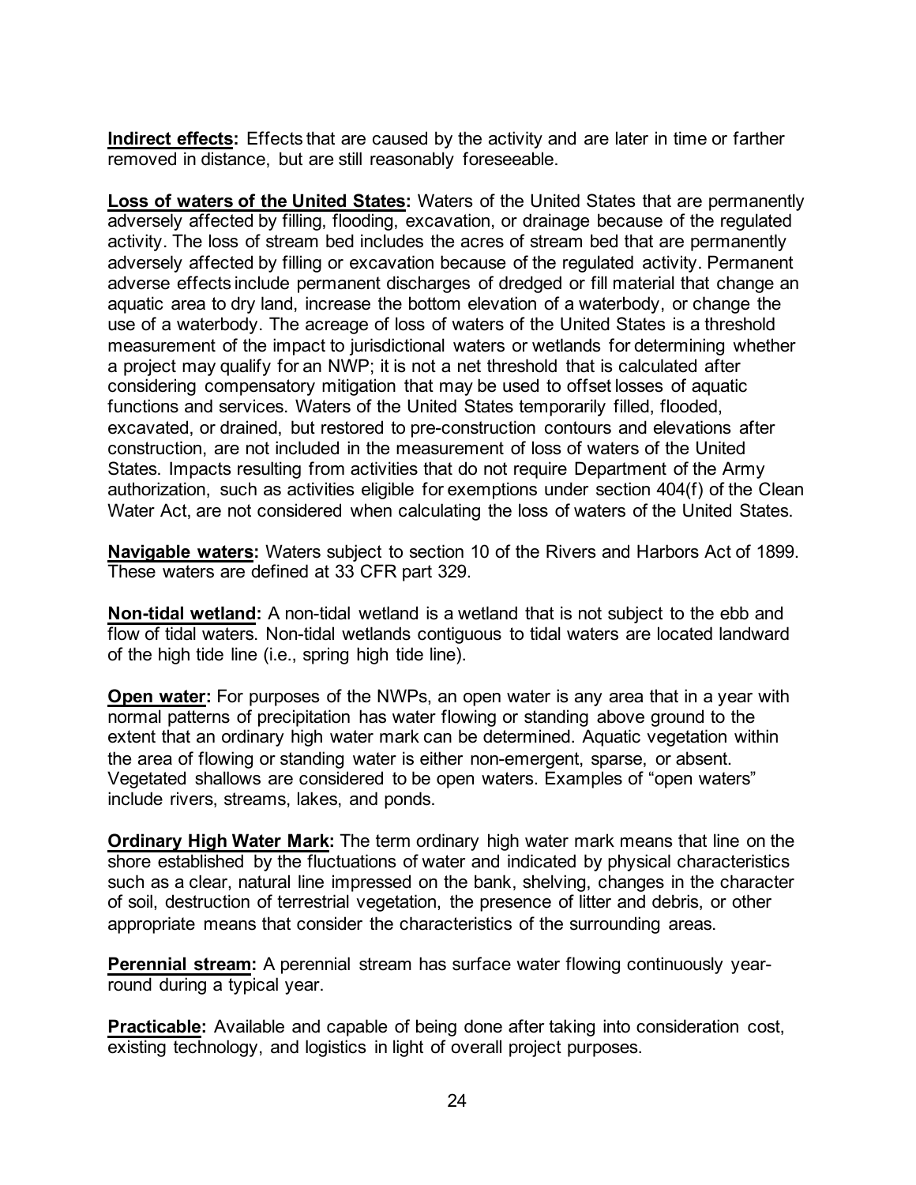**Indirect effects:** Effects that are caused by the activity and are later in time or farther removed in distance, but are still reasonably foreseeable.

**Loss of waters of the United States:** Waters of the United States that are permanently adversely affected by filling, flooding, excavation, or drainage because of the regulated activity. The loss of stream bed includes the acres of stream bed that are permanently adversely affected by filling or excavation because of the regulated activity. Permanent adverse effects include permanent discharges of dredged or fill material that change an aquatic area to dry land, increase the bottom elevation of a waterbody, or change the use of a waterbody. The acreage of loss of waters of the United States is a threshold measurement of the impact to jurisdictional waters or wetlands for determining whether a project may qualify for an NWP; it is not a net threshold that is calculated after considering compensatory mitigation that may be used to offset losses of aquatic functions and services. Waters of the United States temporarily filled, flooded, excavated, or drained, but restored to pre-construction contours and elevations after construction, are not included in the measurement of loss of waters of the United States. Impacts resulting from activities that do not require Department of the Army authorization, such as activities eligible for exemptions under section 404(f) of the Clean Water Act, are not considered when calculating the loss of waters of the United States.

**Navigable waters:** Waters subject to section 10 of the Rivers and Harbors Act of 1899. These waters are defined at 33 CFR part 329.

**Non-tidal wetland:** A non-tidal wetland is a wetland that is not subject to the ebb and flow of tidal waters. Non-tidal wetlands contiguous to tidal waters are located landward of the high tide line (i.e., spring high tide line).

**Open water:** For purposes of the NWPs, an open water is any area that in a year with normal patterns of precipitation has water flowing or standing above ground to the extent that an ordinary high water mark can be determined. Aquatic vegetation within the area of flowing or standing water is either non-emergent, sparse, or absent. Vegetated shallows are considered to be open waters. Examples of "open waters" include rivers, streams, lakes, and ponds.

**Ordinary High Water Mark:** The term ordinary high water mark means that line on the shore established by the fluctuations of water and indicated by physical characteristics such as a clear, natural line impressed on the bank, shelving, changes in the character of soil, destruction of terrestrial vegetation, the presence of litter and debris, or other appropriate means that consider the characteristics of the surrounding areas.

**Perennial stream:** A perennial stream has surface water flowing continuously year-round during a typical year.

**Practicable:** Available and capable of being done after taking into consideration cost, existing technology, and logistics in light of overall project purposes.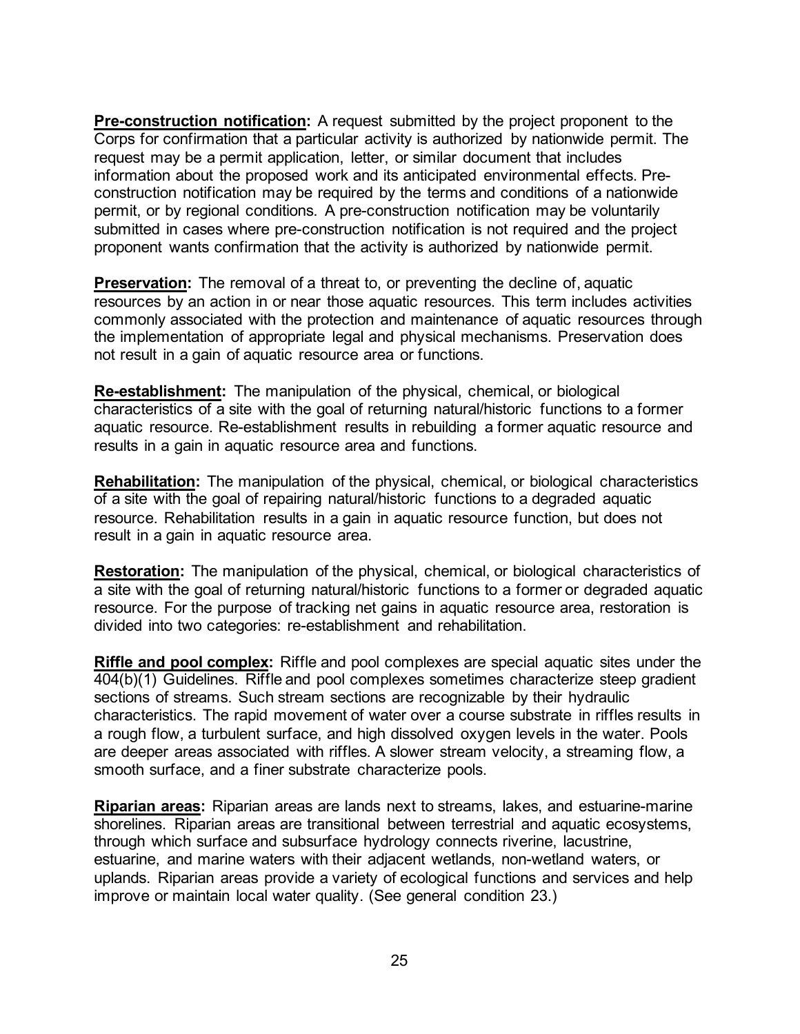**Pre-construction notification:** A request submitted by the project proponent to the Corps for confirmation that a particular activity is authorized by nationwide permit. The request may be a permit application, letter, or similar document that includes information about the proposed work and its anticipated environmental effects. Pre-construction notification may be required by the terms and conditions of a nationwide permit, or by regional conditions. A pre-construction notification may be voluntarily submitted in cases where pre-construction notification is not required and the project proponent wants confirmation that the activity is authorized by nationwide permit.

**Preservation:** The removal of a threat to, or preventing the decline of, aquatic resources by an action in or near those aquatic resources. This term includes activities commonly associated with the protection and maintenance of aquatic resources through the implementation of appropriate legal and physical mechanisms. Preservation does not result in a gain of aquatic resource area or functions.

**Re-establishment:** The manipulation of the physical, chemical, or biological characteristics of a site with the goal of returning natural/historic functions to a former aquatic resource. Re-establishment results in rebuilding a former aquatic resource and results in a gain in aquatic resource area and functions.

**Rehabilitation:** The manipulation of the physical, chemical, or biological characteristics of a site with the goal of repairing natural/historic functions to a degraded aquatic resource. Rehabilitation results in a gain in aquatic resource function, but does not result in a gain in aquatic resource area.

**Restoration:** The manipulation of the physical, chemical, or biological characteristics of a site with the goal of returning natural/historic functions to a former or degraded aquatic resource. For the purpose of tracking net gains in aquatic resource area, restoration is divided into two categories: re-establishment and rehabilitation.

**Riffle and pool complex:** Riffle and pool complexes are special aquatic sites under the 404(b)(1) Guidelines. Riffle and pool complexes sometimes characterize steep gradient sections of streams. Such stream sections are recognizable by their hydraulic characteristics. The rapid movement of water over a course substrate in riffles results in a rough flow, a turbulent surface, and high dissolved oxygen levels in the water. Pools are deeper areas associated with riffles. A slower stream velocity, a streaming flow, a smooth surface, and a finer substrate characterize pools.

**Riparian areas:** Riparian areas are lands next to streams, lakes, and estuarine-marine shorelines. Riparian areas are transitional between terrestrial and aquatic ecosystems, through which surface and subsurface hydrology connects riverine, lacustrine, estuarine, and marine waters with their adjacent wetlands, non-wetland waters, or uplands. Riparian areas provide a variety of ecological functions and services and help improve or maintain local water quality. (See general condition 23.)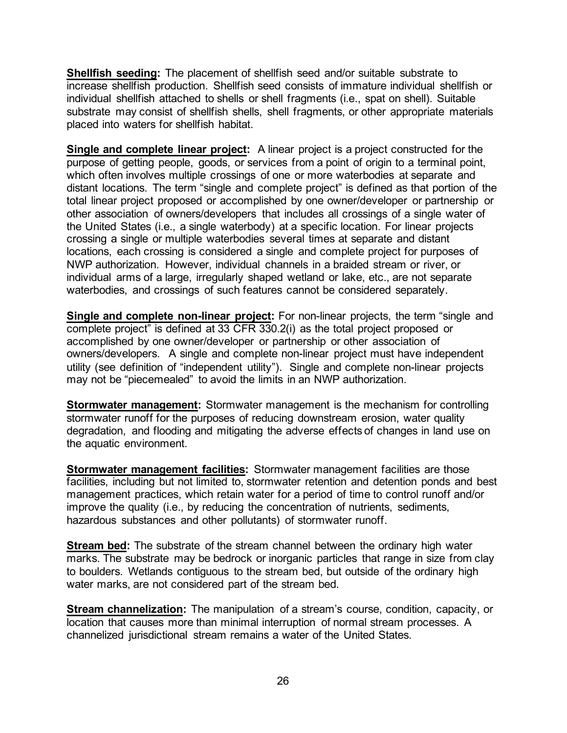**Shellfish seeding:** The placement of shellfish seed and/or suitable substrate to increase shellfish production. Shellfish seed consists of immature individual shellfish or individual shellfish attached to shells or shell fragments (i.e., spat on shell). Suitable substrate may consist of shellfish shells, shell fragments, or other appropriate materials placed into waters for shellfish habitat.

**Single and complete linear project:** A linear project is a project constructed for the purpose of getting people, goods, or services from a point of origin to a terminal point, which often involves multiple crossings of one or more waterbodies at separate and distant locations. The term "single and complete project" is defined as that portion of the total linear project proposed or accomplished by one owner/developer or partnership or other association of owners/developers that includes all crossings of a single water of the United States (i.e., a single waterbody) at a specific location. For linear projects crossing a single or multiple waterbodies several times at separate and distant locations, each crossing is considered a single and complete project for purposes of NWP authorization. However, individual channels in a braided stream or river, or individual arms of a large, irregularly shaped wetland or lake, etc., are not separate waterbodies, and crossings of such features cannot be considered separately.

**Single and complete non-linear project:** For non-linear projects, the term "single and complete project" is defined at 33 CFR 330.2(i) as the total project proposed or accomplished by one owner/developer or partnership or other association of owners/developers. A single and complete non-linear project must have independent utility (see definition of "independent utility"). Single and complete non-linear projects may not be "piecemealed" to avoid the limits in an NWP authorization.

**Stormwater management:** Stormwater management is the mechanism for controlling stormwater runoff for the purposes of reducing downstream erosion, water quality degradation, and flooding and mitigating the adverse effects of changes in land use on the aquatic environment.

**Stormwater management facilities:** Stormwater management facilities are those facilities, including but not limited to, stormwater retention and detention ponds and best management practices, which retain water for a period of time to control runoff and/or improve the quality (i.e., by reducing the concentration of nutrients, sediments, hazardous substances and other pollutants) of stormwater runoff.

**Stream bed:** The substrate of the stream channel between the ordinary high water marks. The substrate may be bedrock or inorganic particles that range in size from clay to boulders. Wetlands contiguous to the stream bed, but outside of the ordinary high water marks, are not considered part of the stream bed.

**Stream channelization:** The manipulation of a stream's course, condition, capacity, or location that causes more than minimal interruption of normal stream processes. A channelized jurisdictional stream remains a water of the United States.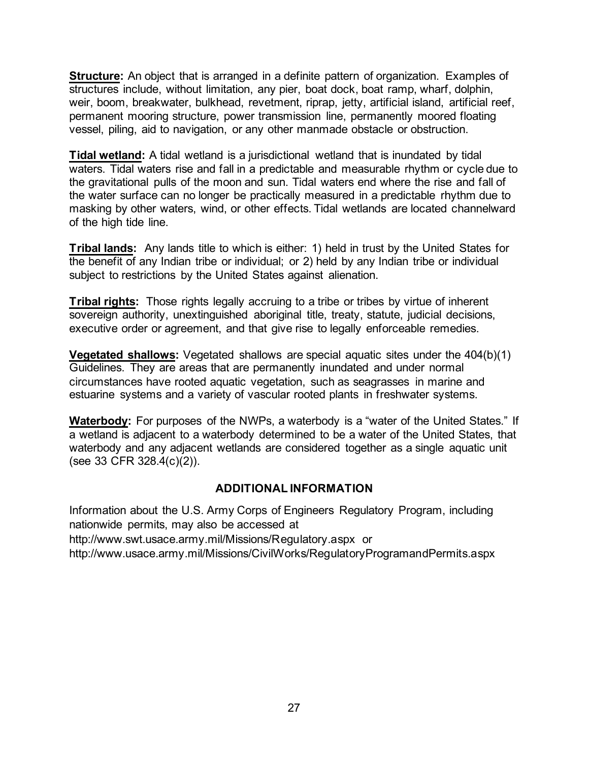**Structure:** An object that is arranged in a definite pattern of organization. Examples of structures include, without limitation, any pier, boat dock, boat ramp, wharf, dolphin, weir, boom, breakwater, bulkhead, revetment, riprap, jetty, artificial island, artificial reef, permanent mooring structure, power transmission line, permanently moored floating vessel, piling, aid to navigation, or any other manmade obstacle or obstruction.

**Tidal wetland:** A tidal wetland is a jurisdictional wetland that is inundated by tidal waters. Tidal waters rise and fall in a predictable and measurable rhythm or cycle due to the gravitational pulls of the moon and sun. Tidal waters end where the rise and fall of the water surface can no longer be practically measured in a predictable rhythm due to masking by other waters, wind, or other effects. Tidal wetlands are located channelward of the high tide line.

**Tribal lands:** Any lands title to which is either: 1) held in trust by the United States for the benefit of any Indian tribe or individual; or 2) held by any Indian tribe or individual subject to restrictions by the United States against alienation.

**Tribal rights:** Those rights legally accruing to a tribe or tribes by virtue of inherent sovereign authority, unextinguished aboriginal title, treaty, statute, judicial decisions, executive order or agreement, and that give rise to legally enforceable remedies.

**Vegetated shallows:** Vegetated shallows are special aquatic sites under the 404(b)(1) Guidelines. They are areas that are permanently inundated and under normal circumstances have rooted aquatic vegetation, such as seagrasses in marine and estuarine systems and a variety of vascular rooted plants in freshwater systems.

**Waterbody:** For purposes of the NWPs, a waterbody is a "water of the United States." If a wetland is adjacent to a waterbody determined to be a water of the United States, that waterbody and any adjacent wetlands are considered together as a single aquatic unit (see 33 CFR 328.4(c)(2)).

## ADDITIONAL INFORMATION

Information about the U.S. Army Corps of Engineers Regulatory Program, including nationwide permits, may also be accessed at
http://www.swt.usace.army.mil/Missions/Regulatory.aspx or
http://www.usace.army.mil/Missions/CivilWorks/RegulatoryProgramandPermits.aspx